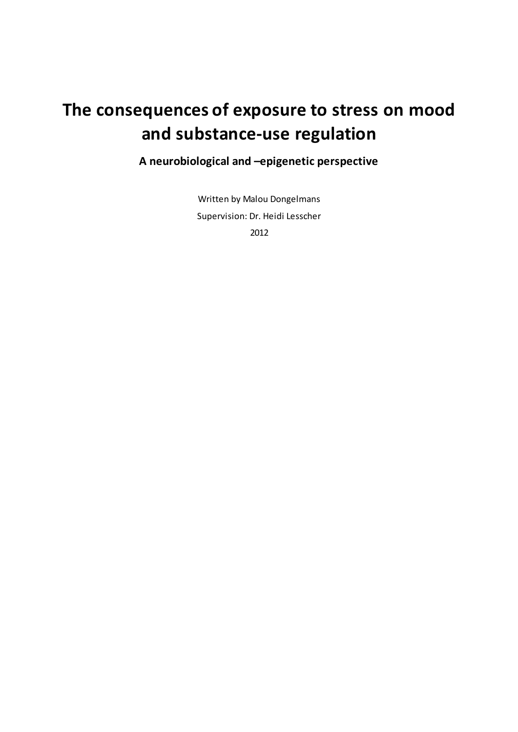# The consequences of exposure to stress on mood and substance-use regulation

## A neurobiological and –epigenetic perspective

Written by Malou Dongelmans

Supervision: Dr. Heidi Lesscher

2012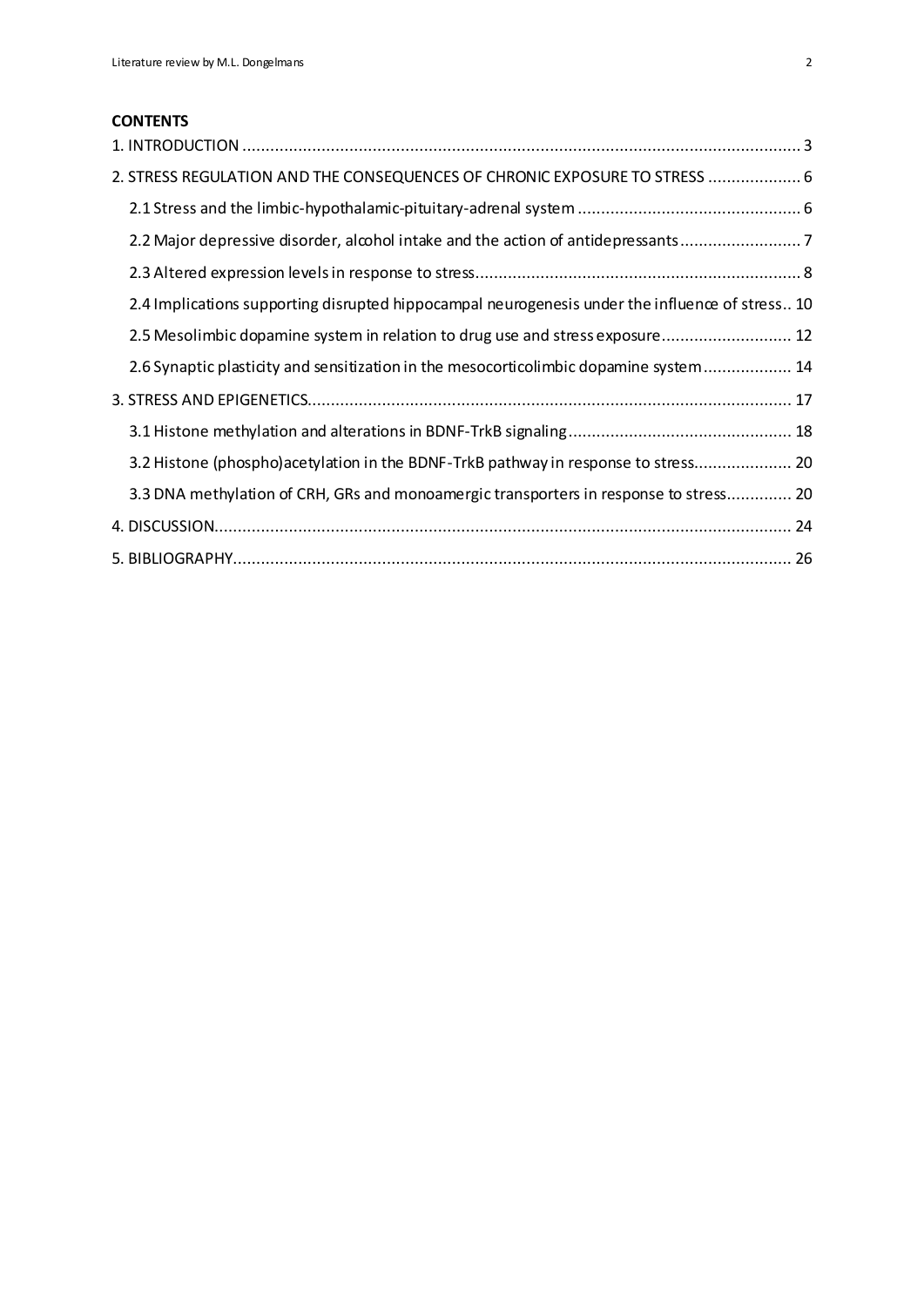**CONTENTS**

1. INTRODUCTION ..... 3
2. STRESS REGULATION AND THE CONSEQUENCES OF CHRONIC EXPOSURE TO STRESS ..... 6
   - 2.1 Stress and the limbic-hypothalamic-pituitary-adrenal system ..... 6
   - 2.2 Major depressive disorder, alcohol intake and the action of antidepressants ..... 7
   - 2.3 Altered expression levels in response to stress ..... 8
   - 2.4 Implications supporting disrupted hippocampal neurogenesis under the influence of stress ..... 10
   - 2.5 Mesolimbic dopamine system in relation to drug use and stress exposure ..... 12
   - 2.6 Synaptic plasticity and sensitization in the mesocorticolimbic dopamine system ..... 14
3. STRESS AND EPIGENETICS ..... 17
   - 3.1 Histone methylation and alterations in BDNF-TrkB signaling ..... 18
   - 3.2 Histone (phospho)acetylation in the BDNF-TrkB pathway in response to stress ..... 20
   - 3.3 DNA methylation of CRH, GRs and monoamergic transporters in response to stress ..... 20
4. DISCUSSION ..... 24
5. BIBLIOGRAPHY ..... 26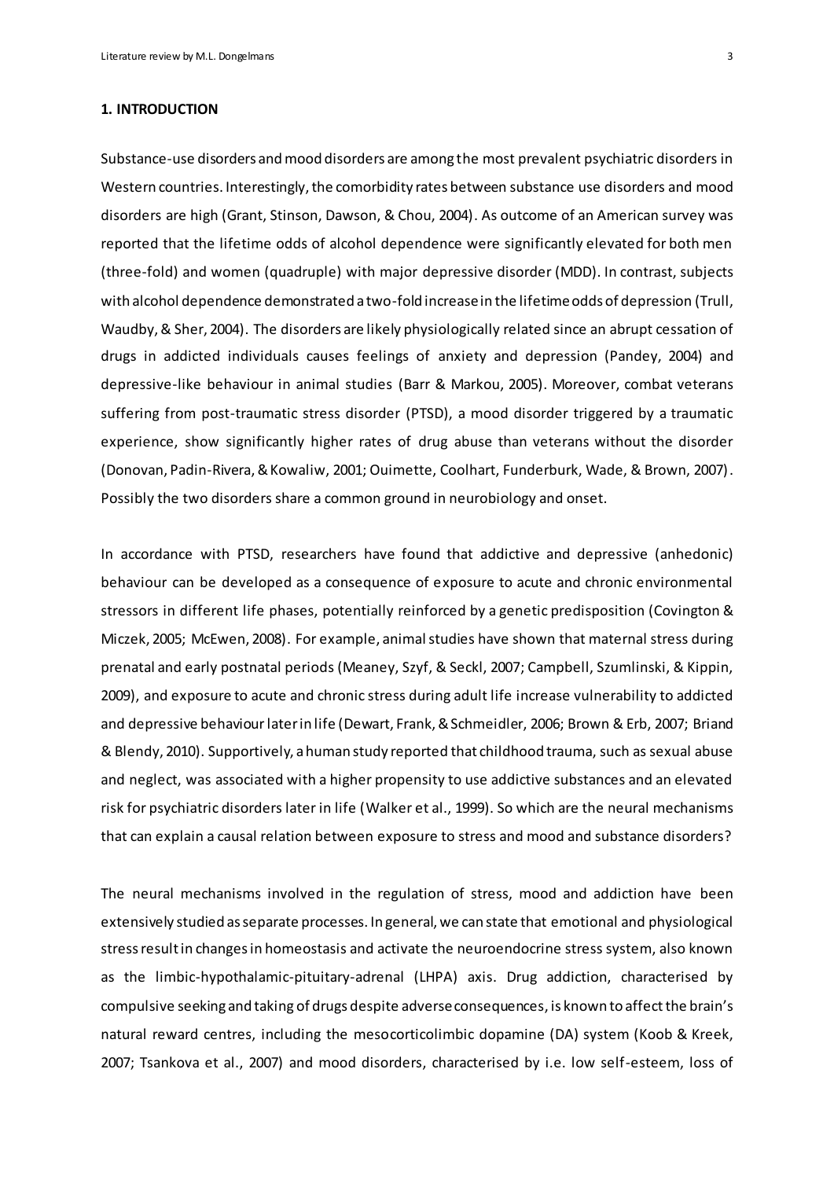## 1. INTRODUCTION

Substance-use disorders and mood disorders are among the most prevalent psychiatric disorders in Western countries. Interestingly, the comorbidity rates between substance use disorders and mood disorders are high (Grant, Stinson, Dawson, & Chou, 2004). As outcome of an American survey was reported that the lifetime odds of alcohol dependence were significantly elevated for both men (three-fold) and women (quadruple) with major depressive disorder (MDD). In contrast, subjects with alcohol dependence demonstrated a two-fold increase in the lifetime odds of depression (Trull, Waudby, & Sher, 2004). The disorders are likely physiologically related since an abrupt cessation of drugs in addicted individuals causes feelings of anxiety and depression (Pandey, 2004) and depressive-like behaviour in animal studies (Barr & Markou, 2005). Moreover, combat veterans suffering from post-traumatic stress disorder (PTSD), a mood disorder triggered by a traumatic experience, show significantly higher rates of drug abuse than veterans without the disorder (Donovan, Padin-Rivera, & Kowaliw, 2001; Ouimette, Coolhart, Funderburk, Wade, & Brown, 2007). Possibly the two disorders share a common ground in neurobiology and onset.

In accordance with PTSD, researchers have found that addictive and depressive (anhedonic) behaviour can be developed as a consequence of exposure to acute and chronic environmental stressors in different life phases, potentially reinforced by a genetic predisposition (Covington & Miczek, 2005; McEwen, 2008). For example, animal studies have shown that maternal stress during prenatal and early postnatal periods (Meaney, Szyf, & Seckl, 2007; Campbell, Szumlinski, & Kippin, 2009), and exposure to acute and chronic stress during adult life increase vulnerability to addicted and depressive behaviour later in life (Dewart, Frank, & Schmeidler, 2006; Brown & Erb, 2007; Briand & Blendy, 2010). Supportively, a human study reported that childhood trauma, such as sexual abuse and neglect, was associated with a higher propensity to use addictive substances and an elevated risk for psychiatric disorders later in life (Walker et al., 1999). So which are the neural mechanisms that can explain a causal relation between exposure to stress and mood and substance disorders?

The neural mechanisms involved in the regulation of stress, mood and addiction have been extensively studied as separate processes. In general, we can state that emotional and physiological stress result in changes in homeostasis and activate the neuroendocrine stress system, also known as the limbic-hypothalamic-pituitary-adrenal (LHPA) axis. Drug addiction, characterised by compulsive seeking and taking of drugs despite adverse consequences, is known to affect the brain's natural reward centres, including the mesocorticolimbic dopamine (DA) system (Koob & Kreek, 2007; Tsankova et al., 2007) and mood disorders, characterised by i.e. low self-esteem, loss of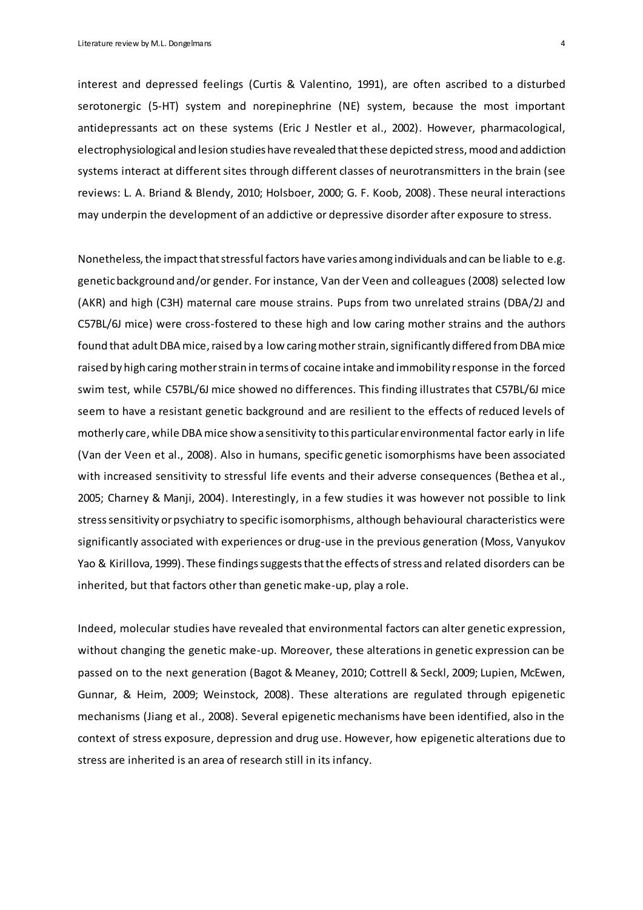interest and depressed feelings (Curtis & Valentino, 1991), are often ascribed to a disturbed serotonergic (5-HT) system and norepinephrine (NE) system, because the most important antidepressants act on these systems (Eric J Nestler et al., 2002). However, pharmacological, electrophysiological and lesion studies have revealed that these depicted stress, mood and addiction systems interact at different sites through different classes of neurotransmitters in the brain (see reviews: L. A. Briand & Blendy, 2010; Holsboer, 2000; G. F. Koob, 2008). These neural interactions may underpin the development of an addictive or depressive disorder after exposure to stress.

Nonetheless, the impact that stressful factors have varies among individuals and can be liable to e.g. genetic background and/or gender. For instance, Van der Veen and colleagues (2008) selected low (AKR) and high (C3H) maternal care mouse strains. Pups from two unrelated strains (DBA/2J and C57BL/6J mice) were cross-fostered to these high and low caring mother strains and the authors found that adult DBA mice, raised by a low caring mother strain, significantly differed from DBA mice raised by high caring mother strain in terms of cocaine intake and immobility response in the forced swim test, while C57BL/6J mice showed no differences. This finding illustrates that C57BL/6J mice seem to have a resistant genetic background and are resilient to the effects of reduced levels of motherly care, while DBA mice show a sensitivity to this particular environmental factor early in life (Van der Veen et al., 2008). Also in humans, specific genetic isomorphisms have been associated with increased sensitivity to stressful life events and their adverse consequences (Bethea et al., 2005; Charney & Manji, 2004). Interestingly, in a few studies it was however not possible to link stress sensitivity or psychiatry to specific isomorphisms, although behavioural characteristics were significantly associated with experiences or drug-use in the previous generation (Moss, Vanyukov Yao & Kirillova, 1999). These findings suggests that the effects of stress and related disorders can be inherited, but that factors other than genetic make-up, play a role.

Indeed, molecular studies have revealed that environmental factors can alter genetic expression, without changing the genetic make-up. Moreover, these alterations in genetic expression can be passed on to the next generation (Bagot & Meaney, 2010; Cottrell & Seckl, 2009; Lupien, McEwen, Gunnar, & Heim, 2009; Weinstock, 2008). These alterations are regulated through epigenetic mechanisms (Jiang et al., 2008). Several epigenetic mechanisms have been identified, also in the context of stress exposure, depression and drug use. However, how epigenetic alterations due to stress are inherited is an area of research still in its infancy.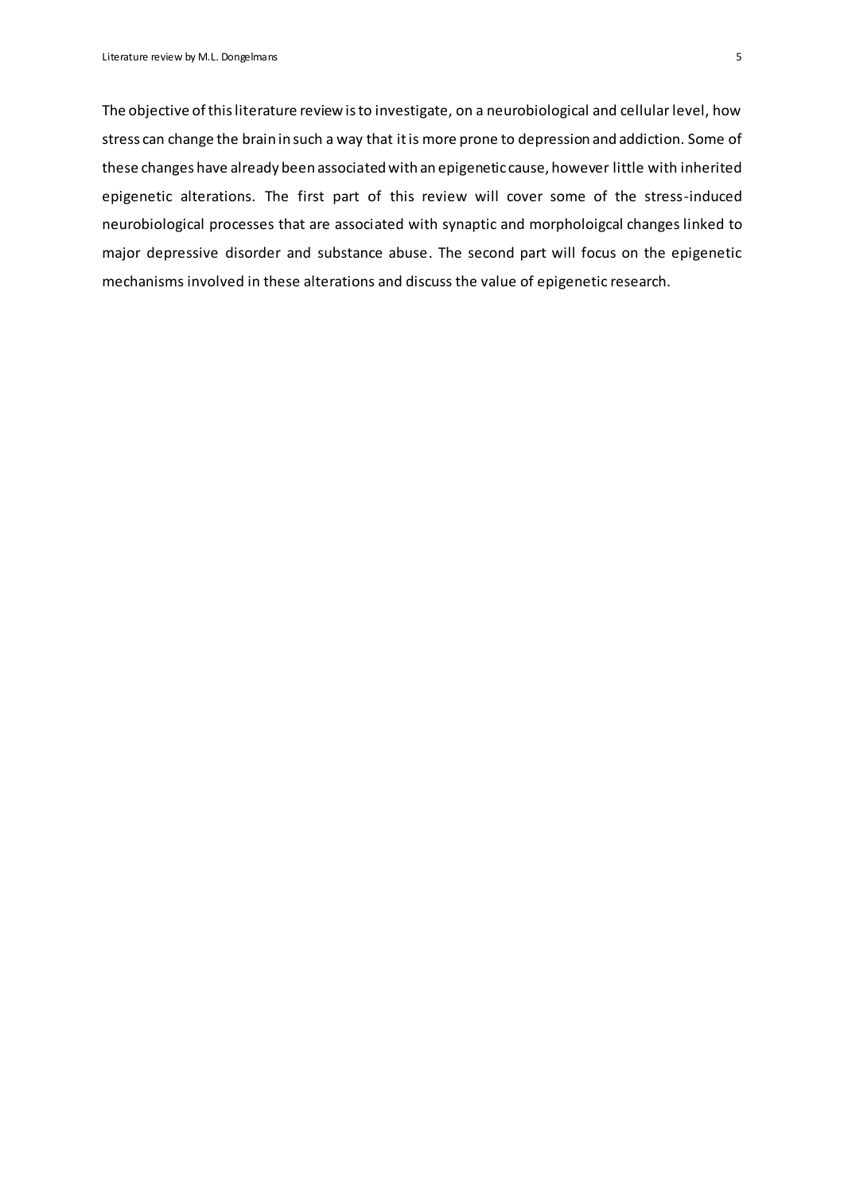The objective of this literature review is to investigate, on a neurobiological and cellular level, how stress can change the brain in such a way that it is more prone to depression and addiction. Some of these changes have already been associated with an epigenetic cause, however little with inherited epigenetic alterations. The first part of this review will cover some of the stress-induced neurobiological processes that are associated with synaptic and morpholoigcal changes linked to major depressive disorder and substance abuse. The second part will focus on the epigenetic mechanisms involved in these alterations and discuss the value of epigenetic research.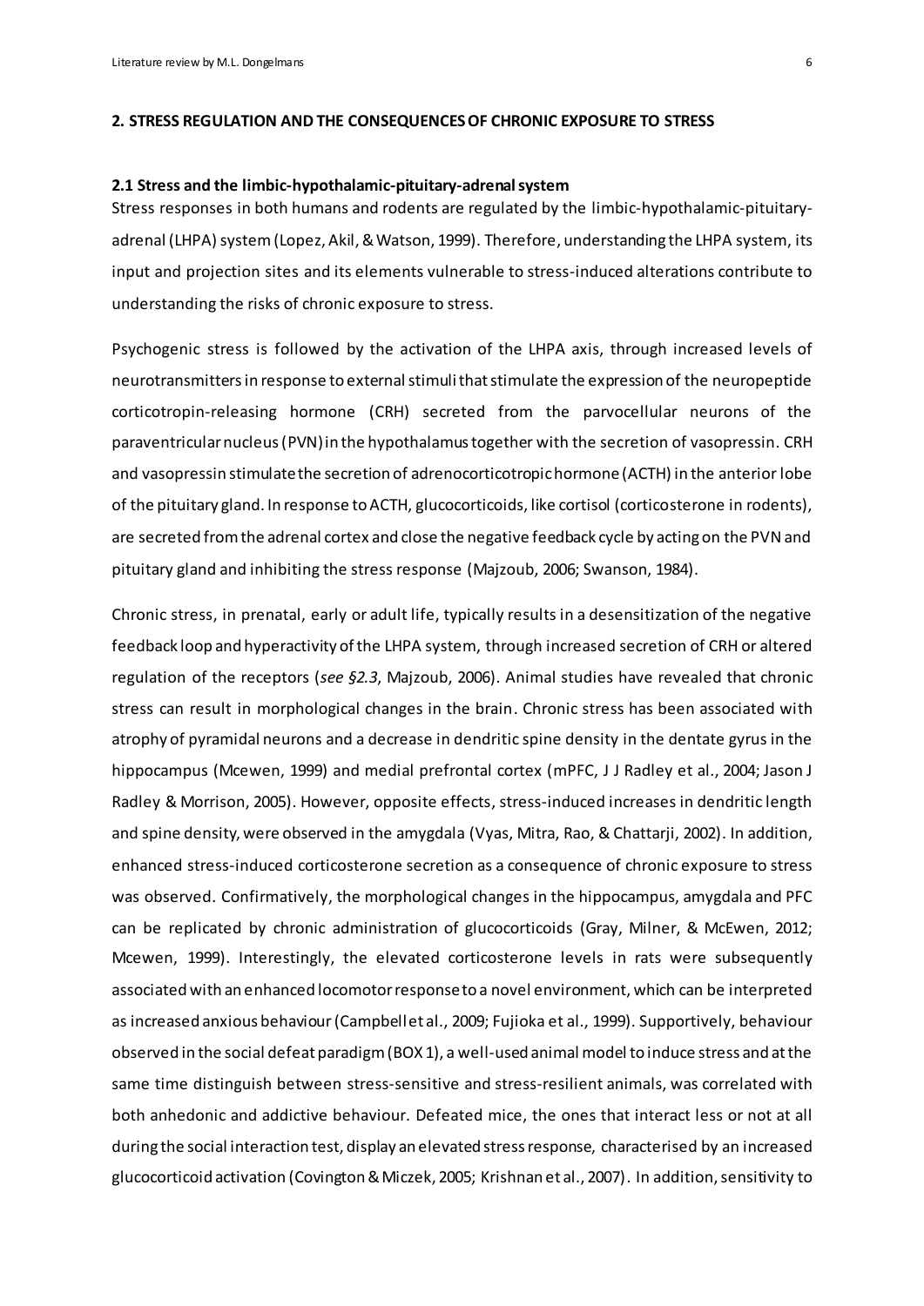## 2. STRESS REGULATION AND THE CONSEQUENCES OF CHRONIC EXPOSURE TO STRESS

### 2.1 Stress and the limbic-hypothalamic-pituitary-adrenal system

Stress responses in both humans and rodents are regulated by the limbic-hypothalamic-pituitary-adrenal (LHPA) system (Lopez, Akil, & Watson, 1999). Therefore, understanding the LHPA system, its input and projection sites and its elements vulnerable to stress-induced alterations contribute to understanding the risks of chronic exposure to stress.

Psychogenic stress is followed by the activation of the LHPA axis, through increased levels of neurotransmitters in response to external stimuli that stimulate the expression of the neuropeptide corticotropin-releasing hormone (CRH) secreted from the parvocellular neurons of the paraventricular nucleus (PVN) in the hypothalamus together with the secretion of vasopressin. CRH and vasopressin stimulate the secretion of adrenocorticotropic hormone (ACTH) in the anterior lobe of the pituitary gland. In response to ACTH, glucocorticoids, like cortisol (corticosterone in rodents), are secreted from the adrenal cortex and close the negative feedback cycle by acting on the PVN and pituitary gland and inhibiting the stress response (Majzoub, 2006; Swanson, 1984).

Chronic stress, in prenatal, early or adult life, typically results in a desensitization of the negative feedback loop and hyperactivity of the LHPA system, through increased secretion of CRH or altered regulation of the receptors (*see §2.3*, Majzoub, 2006). Animal studies have revealed that chronic stress can result in morphological changes in the brain. Chronic stress has been associated with atrophy of pyramidal neurons and a decrease in dendritic spine density in the dentate gyrus in the hippocampus (Mcewen, 1999) and medial prefrontal cortex (mPFC, J J Radley et al., 2004; Jason J Radley & Morrison, 2005). However, opposite effects, stress-induced increases in dendritic length and spine density, were observed in the amygdala (Vyas, Mitra, Rao, & Chattarji, 2002). In addition, enhanced stress-induced corticosterone secretion as a consequence of chronic exposure to stress was observed. Confirmatively, the morphological changes in the hippocampus, amygdala and PFC can be replicated by chronic administration of glucocorticoids (Gray, Milner, & McEwen, 2012; Mcewen, 1999). Interestingly, the elevated corticosterone levels in rats were subsequently associated with an enhanced locomotor response to a novel environment, which can be interpreted as increased anxious behaviour (Campbell et al., 2009; Fujioka et al., 1999). Supportively, behaviour observed in the social defeat paradigm (BOX 1), a well-used animal model to induce stress and at the same time distinguish between stress-sensitive and stress-resilient animals, was correlated with both anhedonic and addictive behaviour. Defeated mice, the ones that interact less or not at all during the social interaction test, display an elevated stress response, characterised by an increased glucocorticoid activation (Covington & Miczek, 2005; Krishnan et al., 2007). In addition, sensitivity to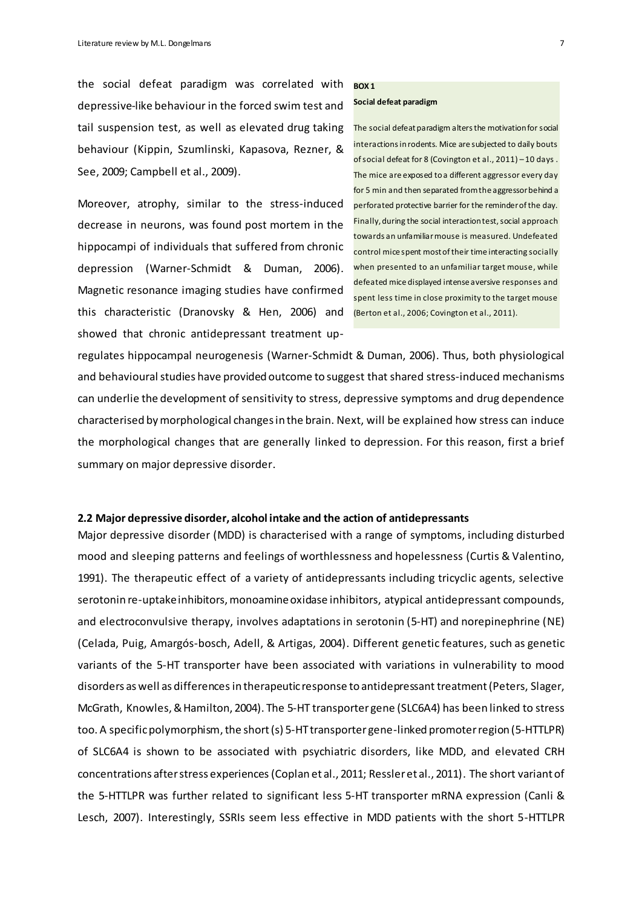the social defeat paradigm was correlated with depressive-like behaviour in the forced swim test and tail suspension test, as well as elevated drug taking behaviour (Kippin, Szumlinski, Kapasova, Rezner, & See, 2009; Campbell et al., 2009).

Moreover, atrophy, similar to the stress-induced decrease in neurons, was found post mortem in the hippocampi of individuals that suffered from chronic depression (Warner-Schmidt & Duman, 2006). Magnetic resonance imaging studies have confirmed this characteristic (Dranovsky & Hen, 2006) and showed that chronic antidepressant treatment up-regulates hippocampal neurogenesis (Warner-Schmidt & Duman, 2006). Thus, both physiological and behavioural studies have provided outcome to suggest that shared stress-induced mechanisms can underlie the development of sensitivity to stress, depressive symptoms and drug dependence characterised by morphological changes in the brain. Next, will be explained how stress can induce the morphological changes that are generally linked to depression. For this reason, first a brief summary on major depressive disorder.

> **BOX 1**
>
> **Social defeat paradigm**
>
> The social defeat paradigm alters the motivation for social interactions in rodents. Mice are subjected to daily bouts of social defeat for 8 (Covington et al., 2011) – 10 days. The mice are exposed to a different aggressor every day for 5 min and then separated from the aggressor behind a perforated protective barrier for the reminder of the day. Finally, during the social interaction test, social approach towards an unfamiliar mouse is measured. Undefeated control mice spent most of their time interacting socially when presented to an unfamiliar target mouse, while defeated mice displayed intense aversive responses and spent less time in close proximity to the target mouse (Berton et al., 2006; Covington et al., 2011).

### 2.2 Major depressive disorder, alcohol intake and the action of antidepressants

Major depressive disorder (MDD) is characterised with a range of symptoms, including disturbed mood and sleeping patterns and feelings of worthlessness and hopelessness (Curtis & Valentino, 1991). The therapeutic effect of a variety of antidepressants including tricyclic agents, selective serotonin re-uptake inhibitors, monoamine oxidase inhibitors, atypical antidepressant compounds, and electroconvulsive therapy, involves adaptations in serotonin (5-HT) and norepinephrine (NE) (Celada, Puig, Amargós-bosch, Adell, & Artigas, 2004). Different genetic features, such as genetic variants of the 5-HT transporter have been associated with variations in vulnerability to mood disorders as well as differences in therapeutic response to antidepressant treatment (Peters, Slager, McGrath, Knowles, & Hamilton, 2004). The 5-HT transporter gene (SLC6A4) has been linked to stress too. A specific polymorphism, the short (s) 5-HT transporter gene-linked promoter region (5-HTTLPR) of SLC6A4 is shown to be associated with psychiatric disorders, like MDD, and elevated CRH concentrations after stress experiences (Coplan et al., 2011; Ressler et al., 2011). The short variant of the 5-HTTLPR was further related to significant less 5-HT transporter mRNA expression (Canli & Lesch, 2007). Interestingly, SSRIs seem less effective in MDD patients with the short 5-HTTLPR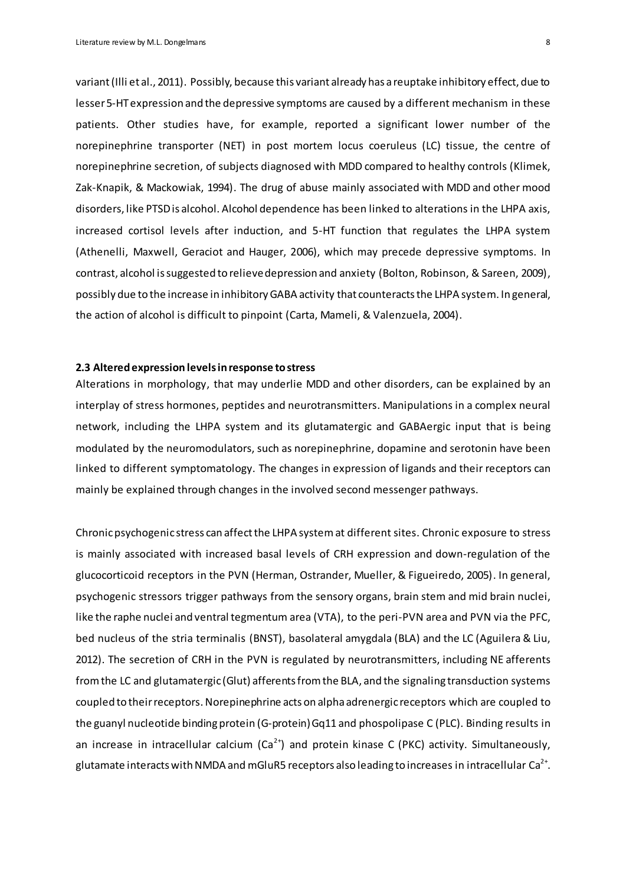variant (Illi et al., 2011). Possibly, because this variant already has a reuptake inhibitory effect, due to lesser 5-HT expression and the depressive symptoms are caused by a different mechanism in these patients. Other studies have, for example, reported a significant lower number of the norepinephrine transporter (NET) in post mortem locus coeruleus (LC) tissue, the centre of norepinephrine secretion, of subjects diagnosed with MDD compared to healthy controls (Klimek, Zak-Knapik, & Mackowiak, 1994). The drug of abuse mainly associated with MDD and other mood disorders, like PTSD is alcohol. Alcohol dependence has been linked to alterations in the LHPA axis, increased cortisol levels after induction, and 5-HT function that regulates the LHPA system (Athenelli, Maxwell, Geraciot and Hauger, 2006), which may precede depressive symptoms. In contrast, alcohol is suggested to relieve depression and anxiety (Bolton, Robinson, & Sareen, 2009), possibly due to the increase in inhibitory GABA activity that counteracts the LHPA system. In general, the action of alcohol is difficult to pinpoint (Carta, Mameli, & Valenzuela, 2004).

### 2.3 Altered expression levels in response to stress

Alterations in morphology, that may underlie MDD and other disorders, can be explained by an interplay of stress hormones, peptides and neurotransmitters. Manipulations in a complex neural network, including the LHPA system and its glutamatergic and GABAergic input that is being modulated by the neuromodulators, such as norepinephrine, dopamine and serotonin have been linked to different symptomatology. The changes in expression of ligands and their receptors can mainly be explained through changes in the involved second messenger pathways.

Chronic psychogenic stress can affect the LHPA system at different sites. Chronic exposure to stress is mainly associated with increased basal levels of CRH expression and down-regulation of the glucocorticoid receptors in the PVN (Herman, Ostrander, Mueller, & Figueiredo, 2005). In general, psychogenic stressors trigger pathways from the sensory organs, brain stem and mid brain nuclei, like the raphe nuclei and ventral tegmentum area (VTA), to the peri-PVN area and PVN via the PFC, bed nucleus of the stria terminalis (BNST), basolateral amygdala (BLA) and the LC (Aguilera & Liu, 2012). The secretion of CRH in the PVN is regulated by neurotransmitters, including NE afferents from the LC and glutamatergic (Glut) afferents from the BLA, and the signaling transduction systems coupled to their receptors. Norepinephrine acts on alpha adrenergic receptors which are coupled to the guanyl nucleotide binding protein (G-protein) Gq11 and phospolipase C (PLC). Binding results in an increase in intracellular calcium ($Ca^{2+}$) and protein kinase C (PKC) activity. Simultaneously, glutamate interacts with NMDA and mGluR5 receptors also leading to increases in intracellular $Ca^{2+}$.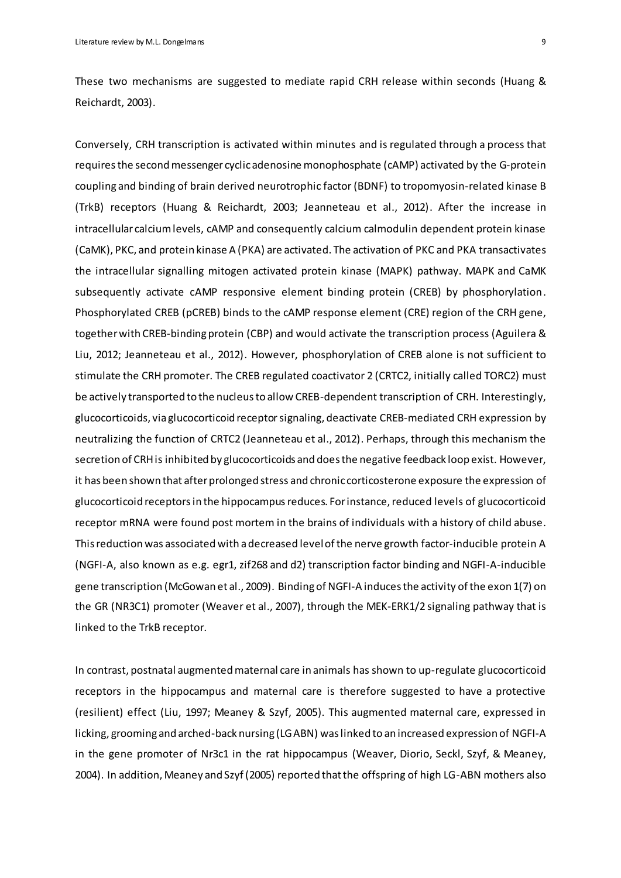These two mechanisms are suggested to mediate rapid CRH release within seconds (Huang & Reichardt, 2003).

Conversely, CRH transcription is activated within minutes and is regulated through a process that requires the second messenger cyclic adenosine monophosphate (cAMP) activated by the G-protein coupling and binding of brain derived neurotrophic factor (BDNF) to tropomyosin-related kinase B (TrkB) receptors (Huang & Reichardt, 2003; Jeanneteau et al., 2012). After the increase in intracellular calcium levels, cAMP and consequently calcium calmodulin dependent protein kinase (CaMK), PKC, and protein kinase A (PKA) are activated. The activation of PKC and PKA transactivates the intracellular signalling mitogen activated protein kinase (MAPK) pathway. MAPK and CaMK subsequently activate cAMP responsive element binding protein (CREB) by phosphorylation. Phosphorylated CREB (pCREB) binds to the cAMP response element (CRE) region of the CRH gene, together with CREB-binding protein (CBP) and would activate the transcription process (Aguilera & Liu, 2012; Jeanneteau et al., 2012). However, phosphorylation of CREB alone is not sufficient to stimulate the CRH promoter. The CREB regulated coactivator 2 (CRTC2, initially called TORC2) must be actively transported to the nucleus to allow CREB-dependent transcription of CRH. Interestingly, glucocorticoids, via glucocorticoid receptor signaling, deactivate CREB-mediated CRH expression by neutralizing the function of CRTC2 (Jeanneteau et al., 2012). Perhaps, through this mechanism the secretion of CRH is inhibited by glucocorticoids and does the negative feedback loop exist. However, it has been shown that after prolonged stress and chronic corticosterone exposure the expression of glucocorticoid receptors in the hippocampus reduces. For instance, reduced levels of glucocorticoid receptor mRNA were found post mortem in the brains of individuals with a history of child abuse. This reduction was associated with a decreased level of the nerve growth factor-inducible protein A (NGFI-A, also known as e.g. egr1, zif268 and d2) transcription factor binding and NGFI-A-inducible gene transcription (McGowan et al., 2009). Binding of NGFI-A induces the activity of the exon 1(7) on the GR (NR3C1) promoter (Weaver et al., 2007), through the MEK-ERK1/2 signaling pathway that is linked to the TrkB receptor.

In contrast, postnatal augmented maternal care in animals has shown to up-regulate glucocorticoid receptors in the hippocampus and maternal care is therefore suggested to have a protective (resilient) effect (Liu, 1997; Meaney & Szyf, 2005). This augmented maternal care, expressed in licking, grooming and arched-back nursing (LG ABN) was linked to an increased expression of NGFI-A in the gene promoter of Nr3c1 in the rat hippocampus (Weaver, Diorio, Seckl, Szyf, & Meaney, 2004). In addition, Meaney and Szyf (2005) reported that the offspring of high LG-ABN mothers also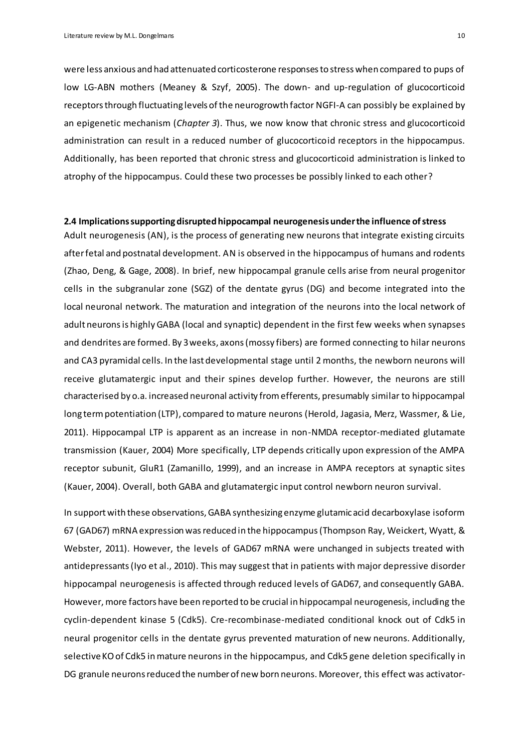were less anxious and had attenuated corticosterone responses to stress when compared to pups of low LG-ABN mothers (Meaney & Szyf, 2005). The down- and up-regulation of glucocorticoid receptors through fluctuating levels of the neurogrowth factor NGFI-A can possibly be explained by an epigenetic mechanism (*Chapter 3*). Thus, we now know that chronic stress and glucocorticoid administration can result in a reduced number of glucocorticoid receptors in the hippocampus. Additionally, has been reported that chronic stress and glucocorticoid administration is linked to atrophy of the hippocampus. Could these two processes be possibly linked to each other?

**2.4 Implications supporting disrupted hippocampal neurogenesis under the influence of stress**

Adult neurogenesis (AN), is the process of generating new neurons that integrate existing circuits after fetal and postnatal development. AN is observed in the hippocampus of humans and rodents (Zhao, Deng, & Gage, 2008). In brief, new hippocampal granule cells arise from neural progenitor cells in the subgranular zone (SGZ) of the dentate gyrus (DG) and become integrated into the local neuronal network. The maturation and integration of the neurons into the local network of adult neurons is highly GABA (local and synaptic) dependent in the first few weeks when synapses and dendrites are formed. By 3 weeks, axons (mossy fibers) are formed connecting to hilar neurons and CA3 pyramidal cells. In the last developmental stage until 2 months, the newborn neurons will receive glutamatergic input and their spines develop further. However, the neurons are still characterised by o.a. increased neuronal activity from efferents, presumably similar to hippocampal long term potentiation (LTP), compared to mature neurons (Herold, Jagasia, Merz, Wassmer, & Lie, 2011). Hippocampal LTP is apparent as an increase in non-NMDA receptor-mediated glutamate transmission (Kauer, 2004) More specifically, LTP depends critically upon expression of the AMPA receptor subunit, GluR1 (Zamanillo, 1999), and an increase in AMPA receptors at synaptic sites (Kauer, 2004). Overall, both GABA and glutamatergic input control newborn neuron survival.

In support with these observations, GABA synthesizing enzyme glutamic acid decarboxylase isoform 67 (GAD67) mRNA expression was reduced in the hippocampus (Thompson Ray, Weickert, Wyatt, & Webster, 2011). However, the levels of GAD67 mRNA were unchanged in subjects treated with antidepressants (Iyo et al., 2010). This may suggest that in patients with major depressive disorder hippocampal neurogenesis is affected through reduced levels of GAD67, and consequently GABA. However, more factors have been reported to be crucial in hippocampal neurogenesis, including the cyclin-dependent kinase 5 (Cdk5). Cre-recombinase-mediated conditional knock out of Cdk5 in neural progenitor cells in the dentate gyrus prevented maturation of new neurons. Additionally, selective KO of Cdk5 in mature neurons in the hippocampus, and Cdk5 gene deletion specifically in DG granule neurons reduced the number of new born neurons. Moreover, this effect was activator-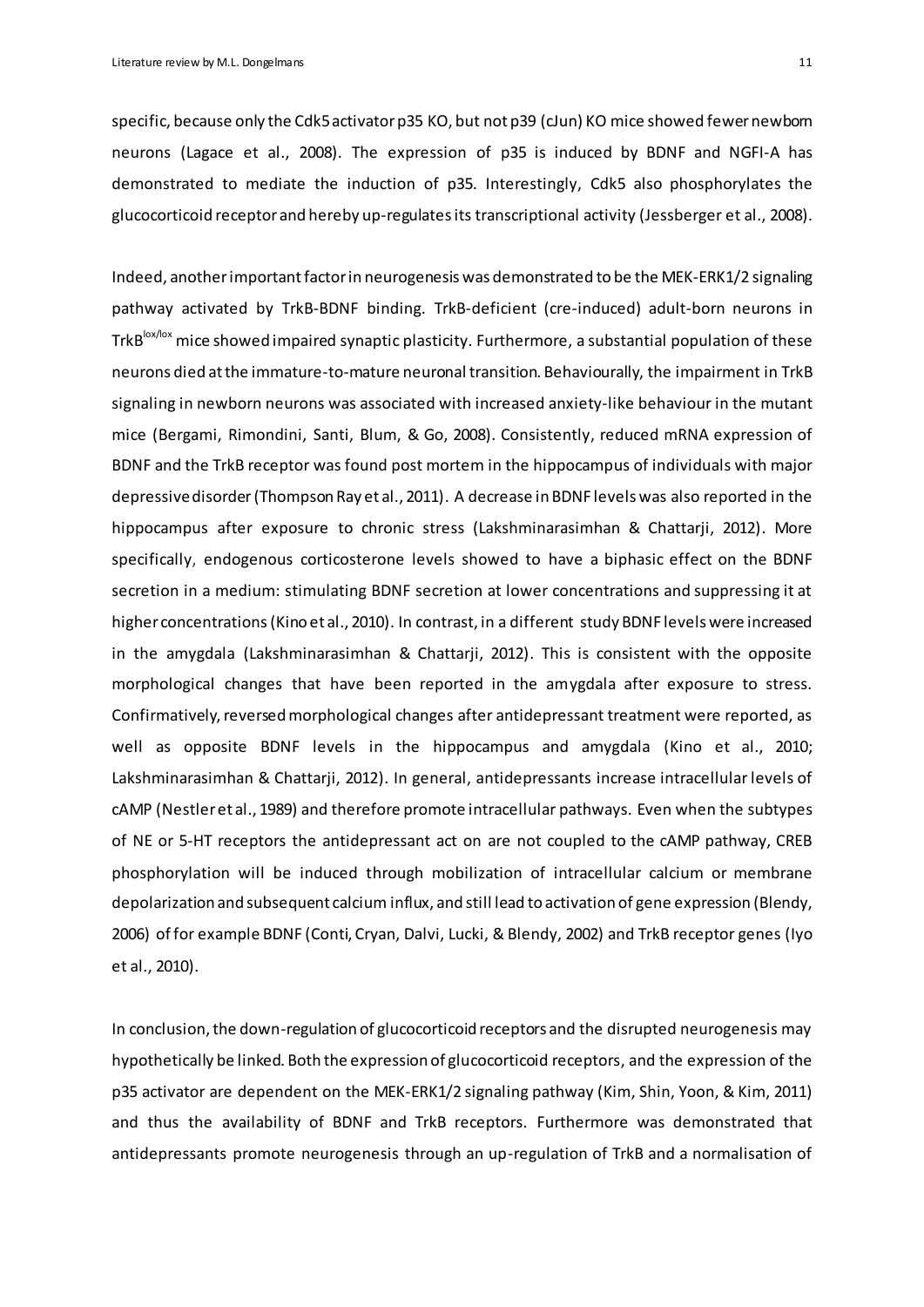specific, because only the Cdk5 activator p35 KO, but not p39 (cJun) KO mice showed fewer newborn neurons (Lagace et al., 2008). The expression of p35 is induced by BDNF and NGFI-A has demonstrated to mediate the induction of p35. Interestingly, Cdk5 also phosphorylates the glucocorticoid receptor and hereby up-regulates its transcriptional activity (Jessberger et al., 2008).

Indeed, another important factor in neurogenesis was demonstrated to be the MEK-ERK1/2 signaling pathway activated by TrkB-BDNF binding. TrkB-deficient (cre-induced) adult-born neurons in $TrkB^{lox/lox}$ mice showed impaired synaptic plasticity. Furthermore, a substantial population of these neurons died at the immature-to-mature neuronal transition. Behaviourally, the impairment in TrkB signaling in newborn neurons was associated with increased anxiety-like behaviour in the mutant mice (Bergami, Rimondini, Santi, Blum, & Go, 2008). Consistently, reduced mRNA expression of BDNF and the TrkB receptor was found post mortem in the hippocampus of individuals with major depressive disorder (Thompson Ray et al., 2011). A decrease in BDNF levels was also reported in the hippocampus after exposure to chronic stress (Lakshminarasimhan & Chattarji, 2012). More specifically, endogenous corticosterone levels showed to have a biphasic effect on the BDNF secretion in a medium: stimulating BDNF secretion at lower concentrations and suppressing it at higher concentrations (Kino et al., 2010). In contrast, in a different study BDNF levels were increased in the amygdala (Lakshminarasimhan & Chattarji, 2012). This is consistent with the opposite morphological changes that have been reported in the amygdala after exposure to stress. Confirmatively, reversed morphological changes after antidepressant treatment were reported, as well as opposite BDNF levels in the hippocampus and amygdala (Kino et al., 2010; Lakshminarasimhan & Chattarji, 2012). In general, antidepressants increase intracellular levels of cAMP (Nestler et al., 1989) and therefore promote intracellular pathways. Even when the subtypes of NE or 5-HT receptors the antidepressant act on are not coupled to the cAMP pathway, CREB phosphorylation will be induced through mobilization of intracellular calcium or membrane depolarization and subsequent calcium influx, and still lead to activation of gene expression (Blendy, 2006) of for example BDNF (Conti, Cryan, Dalvi, Lucki, & Blendy, 2002) and TrkB receptor genes (Iyo et al., 2010).

In conclusion, the down-regulation of glucocorticoid receptors and the disrupted neurogenesis may hypothetically be linked. Both the expression of glucocorticoid receptors, and the expression of the p35 activator are dependent on the MEK-ERK1/2 signaling pathway (Kim, Shin, Yoon, & Kim, 2011) and thus the availability of BDNF and TrkB receptors. Furthermore was demonstrated that antidepressants promote neurogenesis through an up-regulation of TrkB and a normalisation of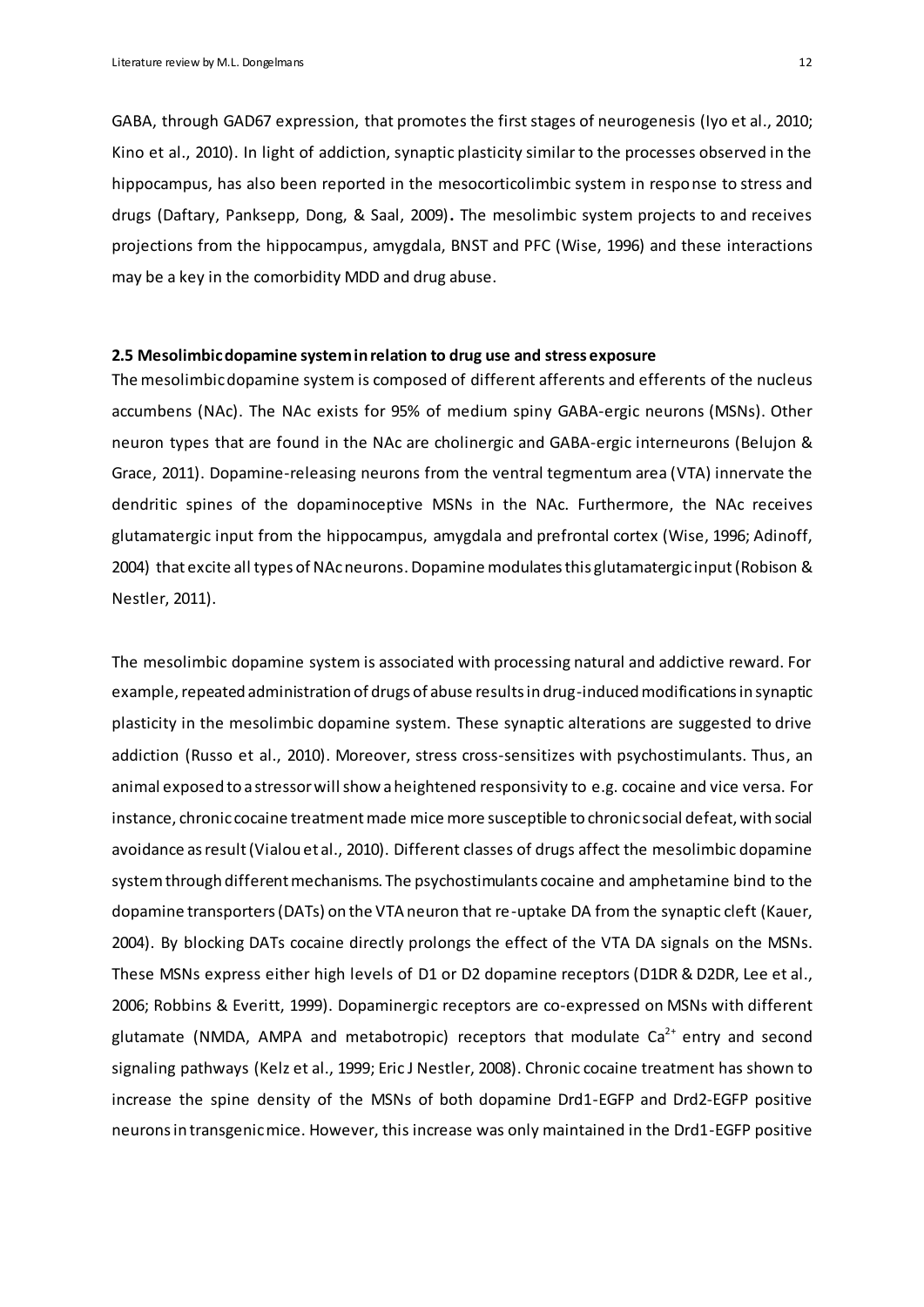GABA, through GAD67 expression, that promotes the first stages of neurogenesis (Iyo et al., 2010; Kino et al., 2010). In light of addiction, synaptic plasticity similar to the processes observed in the hippocampus, has also been reported in the mesocorticolimbic system in response to stress and drugs (Daftary, Panksepp, Dong, & Saal, 2009). The mesolimbic system projects to and receives projections from the hippocampus, amygdala, BNST and PFC (Wise, 1996) and these interactions may be a key in the comorbidity MDD and drug abuse.

### 2.5 Mesolimbic dopamine system in relation to drug use and stress exposure

The mesolimbic dopamine system is composed of different afferents and efferents of the nucleus accumbens (NAc). The NAc exists for 95% of medium spiny GABA-ergic neurons (MSNs). Other neuron types that are found in the NAc are cholinergic and GABA-ergic interneurons (Belujon & Grace, 2011). Dopamine-releasing neurons from the ventral tegmentum area (VTA) innervate the dendritic spines of the dopaminoceptive MSNs in the NAc. Furthermore, the NAc receives glutamatergic input from the hippocampus, amygdala and prefrontal cortex (Wise, 1996; Adinoff, 2004) that excite all types of NAc neurons. Dopamine modulates this glutamatergic input (Robison & Nestler, 2011).

The mesolimbic dopamine system is associated with processing natural and addictive reward. For example, repeated administration of drugs of abuse results in drug-induced modifications in synaptic plasticity in the mesolimbic dopamine system. These synaptic alterations are suggested to drive addiction (Russo et al., 2010). Moreover, stress cross-sensitizes with psychostimulants. Thus, an animal exposed to a stressor will show a heightened responsivity to e.g. cocaine and vice versa. For instance, chronic cocaine treatment made mice more susceptible to chronic social defeat, with social avoidance as result (Vialou et al., 2010). Different classes of drugs affect the mesolimbic dopamine system through different mechanisms. The psychostimulants cocaine and amphetamine bind to the dopamine transporters (DATs) on the VTA neuron that re-uptake DA from the synaptic cleft (Kauer, 2004). By blocking DATs cocaine directly prolongs the effect of the VTA DA signals on the MSNs. These MSNs express either high levels of D1 or D2 dopamine receptors (D1DR & D2DR, Lee et al., 2006; Robbins & Everitt, 1999). Dopaminergic receptors are co-expressed on MSNs with different glutamate (NMDA, AMPA and metabotropic) receptors that modulate $Ca^{2+}$ entry and second signaling pathways (Kelz et al., 1999; Eric J Nestler, 2008). Chronic cocaine treatment has shown to increase the spine density of the MSNs of both dopamine Drd1-EGFP and Drd2-EGFP positive neurons in transgenic mice. However, this increase was only maintained in the Drd1-EGFP positive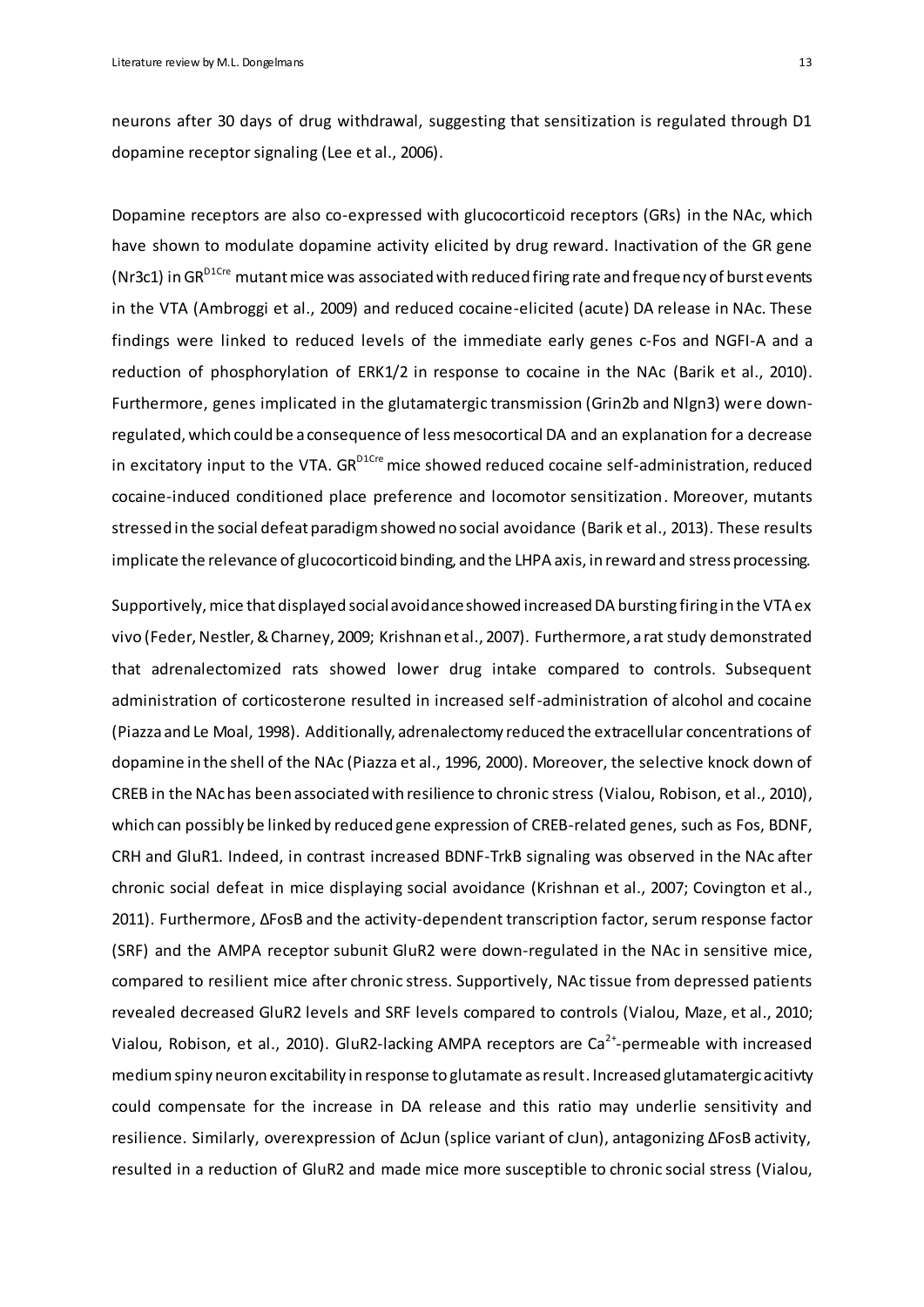neurons after 30 days of drug withdrawal, suggesting that sensitization is regulated through D1 dopamine receptor signaling (Lee et al., 2006).

Dopamine receptors are also co-expressed with glucocorticoid receptors (GRs) in the NAc, which have shown to modulate dopamine activity elicited by drug reward. Inactivation of the GR gene (Nr3c1) in $GR^{D1Cre}$ mutant mice was associated with reduced firing rate and frequency of burst events in the VTA (Ambroggi et al., 2009) and reduced cocaine-elicited (acute) DA release in NAc. These findings were linked to reduced levels of the immediate early genes c-Fos and NGFI-A and a reduction of phosphorylation of ERK1/2 in response to cocaine in the NAc (Barik et al., 2010). Furthermore, genes implicated in the glutamatergic transmission (Grin2b and Nlgn3) were down-regulated, which could be a consequence of less mesocortical DA and an explanation for a decrease in excitatory input to the VTA. $GR^{D1Cre}$ mice showed reduced cocaine self-administration, reduced cocaine-induced conditioned place preference and locomotor sensitization. Moreover, mutants stressed in the social defeat paradigm showed no social avoidance (Barik et al., 2013). These results implicate the relevance of glucocorticoid binding, and the LHPA axis, in reward and stress processing.

Supportively, mice that displayed social avoidance showed increased DA bursting firing in the VTA ex vivo (Feder, Nestler, & Charney, 2009; Krishnan et al., 2007). Furthermore, a rat study demonstrated that adrenalectomized rats showed lower drug intake compared to controls. Subsequent administration of corticosterone resulted in increased self-administration of alcohol and cocaine (Piazza and Le Moal, 1998). Additionally, adrenalectomy reduced the extracellular concentrations of dopamine in the shell of the NAc (Piazza et al., 1996, 2000). Moreover, the selective knock down of CREB in the NAc has been associated with resilience to chronic stress (Vialou, Robison, et al., 2010), which can possibly be linked by reduced gene expression of CREB-related genes, such as Fos, BDNF, CRH and GluR1. Indeed, in contrast increased BDNF-TrkB signaling was observed in the NAc after chronic social defeat in mice displaying social avoidance (Krishnan et al., 2007; Covington et al., 2011). Furthermore, ΔFosB and the activity-dependent transcription factor, serum response factor (SRF) and the AMPA receptor subunit GluR2 were down-regulated in the NAc in sensitive mice, compared to resilient mice after chronic stress. Supportively, NAc tissue from depressed patients revealed decreased GluR2 levels and SRF levels compared to controls (Vialou, Maze, et al., 2010; Vialou, Robison, et al., 2010). GluR2-lacking AMPA receptors are $Ca^{2+}$-permeable with increased medium spiny neuron excitability in response to glutamate as result. Increased glutamatergic acitivty could compensate for the increase in DA release and this ratio may underlie sensitivity and resilience. Similarly, overexpression of ΔcJun (splice variant of cJun), antagonizing ΔFosB activity, resulted in a reduction of GluR2 and made mice more susceptible to chronic social stress (Vialou,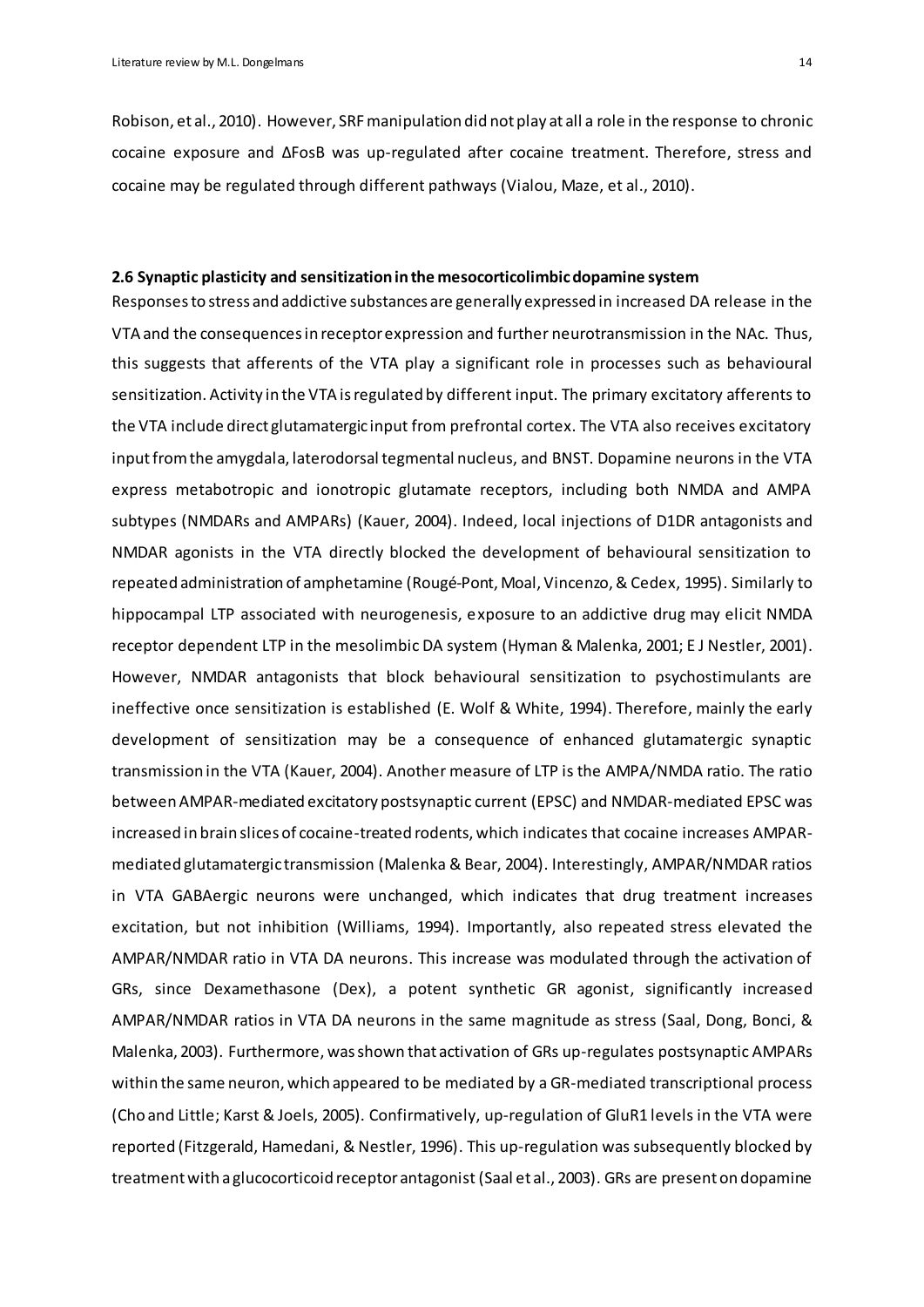Robison, et al., 2010). However, SRF manipulation did not play at all a role in the response to chronic cocaine exposure and ΔFosB was up-regulated after cocaine treatment. Therefore, stress and cocaine may be regulated through different pathways (Vialou, Maze, et al., 2010).

### 2.6 Synaptic plasticity and sensitization in the mesocorticolimbic dopamine system

Responses to stress and addictive substances are generally expressed in increased DA release in the VTA and the consequences in receptor expression and further neurotransmission in the NAc. Thus, this suggests that afferents of the VTA play a significant role in processes such as behavioural sensitization. Activity in the VTA is regulated by different input. The primary excitatory afferents to the VTA include direct glutamatergic input from prefrontal cortex. The VTA also receives excitatory input from the amygdala, laterodorsal tegmental nucleus, and BNST. Dopamine neurons in the VTA express metabotropic and ionotropic glutamate receptors, including both NMDA and AMPA subtypes (NMDARs and AMPARs) (Kauer, 2004). Indeed, local injections of D1DR antagonists and NMDAR agonists in the VTA directly blocked the development of behavioural sensitization to repeated administration of amphetamine (Rougé-Pont, Moal, Vincenzo, & Cedex, 1995). Similarly to hippocampal LTP associated with neurogenesis, exposure to an addictive drug may elicit NMDA receptor dependent LTP in the mesolimbic DA system (Hyman & Malenka, 2001; E J Nestler, 2001). However, NMDAR antagonists that block behavioural sensitization to psychostimulants are ineffective once sensitization is established (E. Wolf & White, 1994). Therefore, mainly the early development of sensitization may be a consequence of enhanced glutamatergic synaptic transmission in the VTA (Kauer, 2004). Another measure of LTP is the AMPA/NMDA ratio. The ratio between AMPAR-mediated excitatory postsynaptic current (EPSC) and NMDAR-mediated EPSC was increased in brain slices of cocaine-treated rodents, which indicates that cocaine increases AMPAR-mediated glutamatergic transmission (Malenka & Bear, 2004). Interestingly, AMPAR/NMDAR ratios in VTA GABAergic neurons were unchanged, which indicates that drug treatment increases excitation, but not inhibition (Williams, 1994). Importantly, also repeated stress elevated the AMPAR/NMDAR ratio in VTA DA neurons. This increase was modulated through the activation of GRs, since Dexamethasone (Dex), a potent synthetic GR agonist, significantly increased AMPAR/NMDAR ratios in VTA DA neurons in the same magnitude as stress (Saal, Dong, Bonci, & Malenka, 2003). Furthermore, was shown that activation of GRs up-regulates postsynaptic AMPARs within the same neuron, which appeared to be mediated by a GR-mediated transcriptional process (Cho and Little; Karst & Joels, 2005). Confirmatively, up-regulation of GluR1 levels in the VTA were reported (Fitzgerald, Hamedani, & Nestler, 1996). This up-regulation was subsequently blocked by treatment with a glucocorticoid receptor antagonist (Saal et al., 2003). GRs are present on dopamine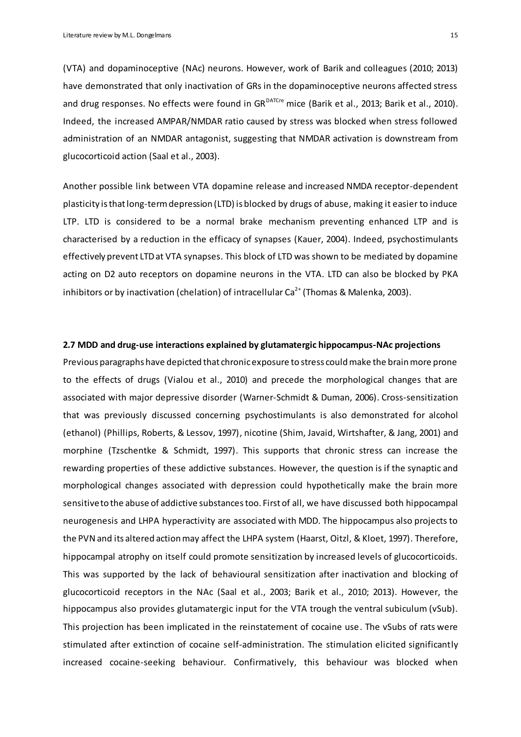(VTA) and dopaminoceptive (NAc) neurons. However, work of Barik and colleagues (2010; 2013) have demonstrated that only inactivation of GRs in the dopaminoceptive neurons affected stress and drug responses. No effects were found in $GR^{DATCre}$ mice (Barik et al., 2013; Barik et al., 2010). Indeed, the increased AMPAR/NMDAR ratio caused by stress was blocked when stress followed administration of an NMDAR antagonist, suggesting that NMDAR activation is downstream from glucocorticoid action (Saal et al., 2003).

Another possible link between VTA dopamine release and increased NMDA receptor-dependent plasticity is that long-term depression (LTD) is blocked by drugs of abuse, making it easier to induce LTP. LTD is considered to be a normal brake mechanism preventing enhanced LTP and is characterised by a reduction in the efficacy of synapses (Kauer, 2004). Indeed, psychostimulants effectively prevent LTD at VTA synapses. This block of LTD was shown to be mediated by dopamine acting on D2 auto receptors on dopamine neurons in the VTA. LTD can also be blocked by PKA inhibitors or by inactivation (chelation) of intracellular $Ca^{2+}$ (Thomas & Malenka, 2003).

### 2.7 MDD and drug-use interactions explained by glutamatergic hippocampus-NAc projections

Previous paragraphs have depicted that chronic exposure to stress could make the brain more prone to the effects of drugs (Vialou et al., 2010) and precede the morphological changes that are associated with major depressive disorder (Warner-Schmidt & Duman, 2006). Cross-sensitization that was previously discussed concerning psychostimulants is also demonstrated for alcohol (ethanol) (Phillips, Roberts, & Lessov, 1997), nicotine (Shim, Javaid, Wirtshafter, & Jang, 2001) and morphine (Tzschentke & Schmidt, 1997). This supports that chronic stress can increase the rewarding properties of these addictive substances. However, the question is if the synaptic and morphological changes associated with depression could hypothetically make the brain more sensitive to the abuse of addictive substances too. First of all, we have discussed both hippocampal neurogenesis and LHPA hyperactivity are associated with MDD. The hippocampus also projects to the PVN and its altered action may affect the LHPA system (Haarst, Oitzl, & Kloet, 1997). Therefore, hippocampal atrophy on itself could promote sensitization by increased levels of glucocorticoids. This was supported by the lack of behavioural sensitization after inactivation and blocking of glucocorticoid receptors in the NAc (Saal et al., 2003; Barik et al., 2010; 2013). However, the hippocampus also provides glutamatergic input for the VTA trough the ventral subiculum (vSub). This projection has been implicated in the reinstatement of cocaine use. The vSubs of rats were stimulated after extinction of cocaine self-administration. The stimulation elicited significantly increased cocaine-seeking behaviour. Confirmatively, this behaviour was blocked when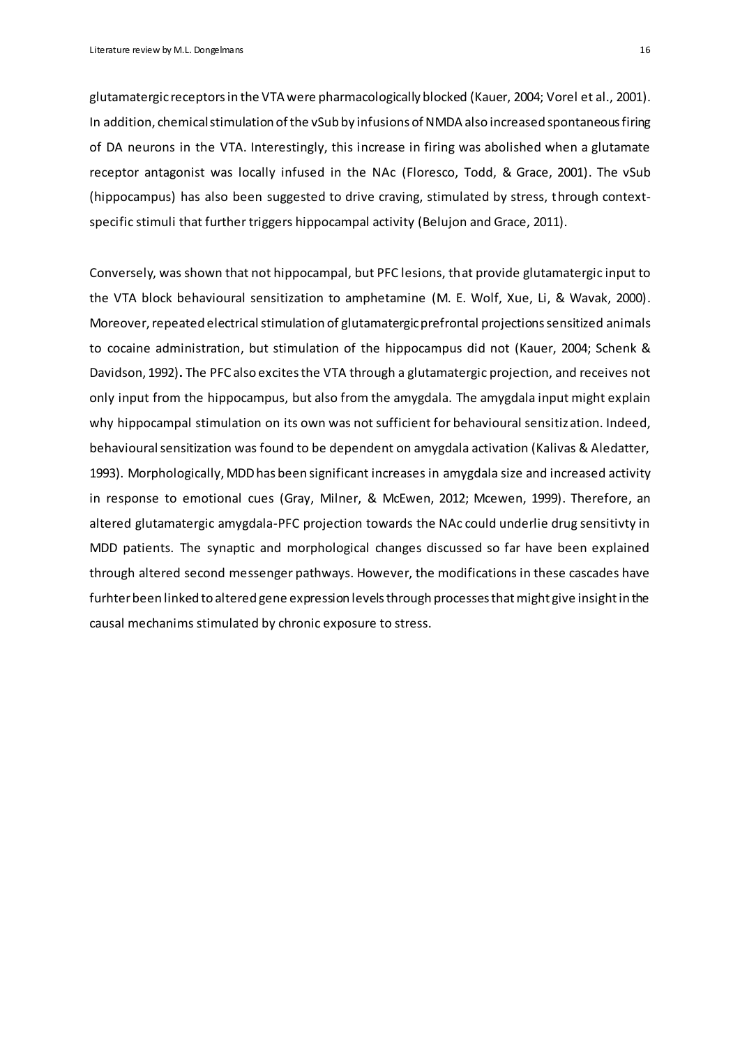glutamatergic receptors in the VTA were pharmacologically blocked (Kauer, 2004; Vorel et al., 2001). In addition, chemical stimulation of the vSub by infusions of NMDA also increased spontaneous firing of DA neurons in the VTA. Interestingly, this increase in firing was abolished when a glutamate receptor antagonist was locally infused in the NAc (Floresco, Todd, & Grace, 2001). The vSub (hippocampus) has also been suggested to drive craving, stimulated by stress, through context-specific stimuli that further triggers hippocampal activity (Belujon and Grace, 2011).

Conversely, was shown that not hippocampal, but PFC lesions, that provide glutamatergic input to the VTA block behavioural sensitization to amphetamine (M. E. Wolf, Xue, Li, & Wavak, 2000). Moreover, repeated electrical stimulation of glutamatergic prefrontal projections sensitized animals to cocaine administration, but stimulation of the hippocampus did not (Kauer, 2004; Schenk & Davidson, 1992)**.** The PFC also excites the VTA through a glutamatergic projection, and receives not only input from the hippocampus, but also from the amygdala. The amygdala input might explain why hippocampal stimulation on its own was not sufficient for behavioural sensitization. Indeed, behavioural sensitization was found to be dependent on amygdala activation (Kalivas & Aledatter, 1993). Morphologically, MDD has been significant increases in amygdala size and increased activity in response to emotional cues (Gray, Milner, & McEwen, 2012; Mcewen, 1999). Therefore, an altered glutamatergic amygdala-PFC projection towards the NAc could underlie drug sensitivty in MDD patients. The synaptic and morphological changes discussed so far have been explained through altered second messenger pathways. However, the modifications in these cascades have furhter been linked to altered gene expression levels through processes that might give insight in the causal mechanims stimulated by chronic exposure to stress.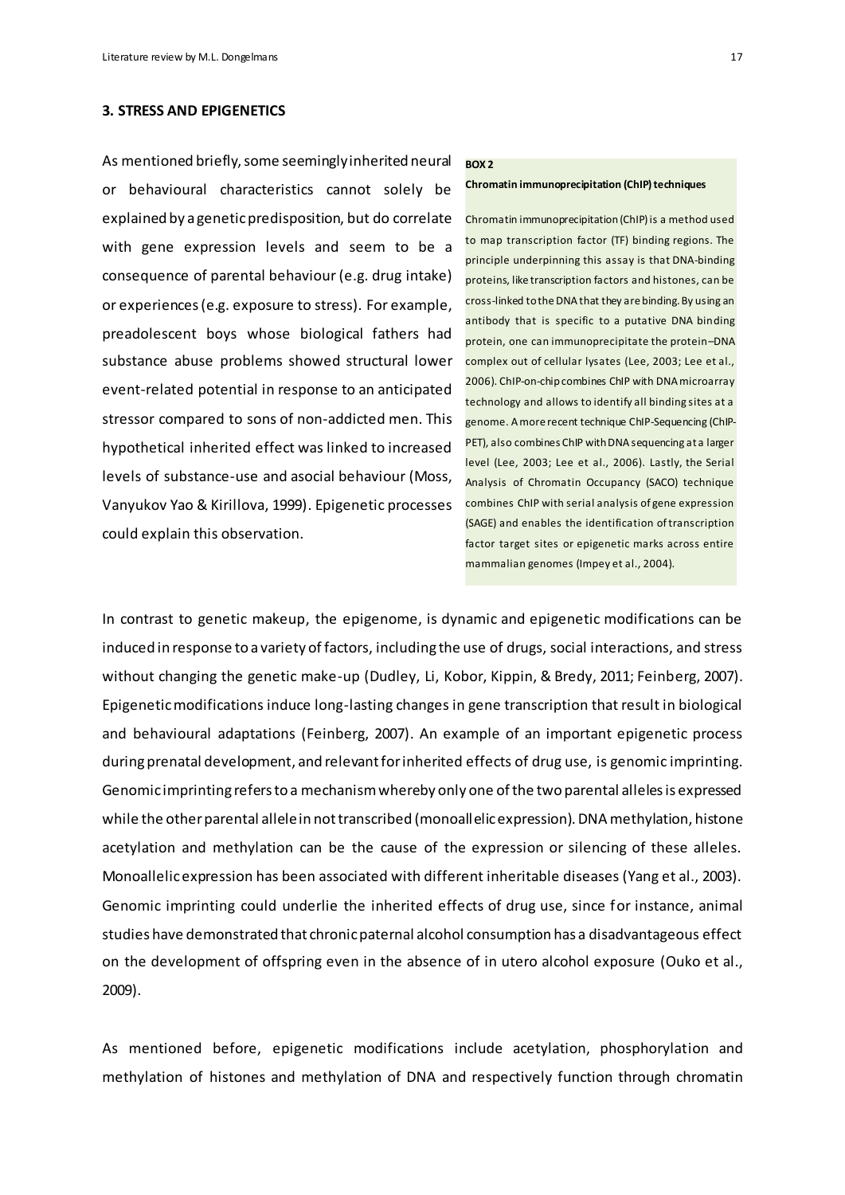## 3. STRESS AND EPIGENETICS

As mentioned briefly, some seemingly inherited neural or behavioural characteristics cannot solely be explained by a genetic predisposition, but do correlate with gene expression levels and seem to be a consequence of parental behaviour (e.g. drug intake) or experiences (e.g. exposure to stress). For example, preadolescent boys whose biological fathers had substance abuse problems showed structural lower event-related potential in response to an anticipated stressor compared to sons of non-addicted men. This hypothetical inherited effect was linked to increased levels of substance-use and asocial behaviour (Moss, Vanyukov Yao & Kirillova, 1999). Epigenetic processes could explain this observation.

> **BOX 2**
>
> **Chromatin immunoprecipitation (ChIP) techniques**
>
> Chromatin immunoprecipitation (ChIP) is a method used to map transcription factor (TF) binding regions. The principle underpinning this assay is that DNA-binding proteins, like transcription factors and histones, can be cross-linked to the DNA that they are binding. By using an antibody that is specific to a putative DNA binding protein, one can immunoprecipitate the protein–DNA complex out of cellular lysates (Lee, 2003; Lee et al., 2006). ChIP-on-chip combines ChIP with DNA microarray technology and allows to identify all binding sites at a genome. A more recent technique ChIP-Sequencing (ChIP-PET), also combines ChIP with DNA sequencing at a larger level (Lee, 2003; Lee et al., 2006). Lastly, the Serial Analysis of Chromatin Occupancy (SACO) technique combines ChIP with serial analysis of gene expression (SAGE) and enables the identification of transcription factor target sites or epigenetic marks across entire mammalian genomes (Impey et al., 2004).

In contrast to genetic makeup, the epigenome, is dynamic and epigenetic modifications can be induced in response to a variety of factors, including the use of drugs, social interactions, and stress without changing the genetic make-up (Dudley, Li, Kobor, Kippin, & Bredy, 2011; Feinberg, 2007). Epigenetic modifications induce long-lasting changes in gene transcription that result in biological and behavioural adaptations (Feinberg, 2007). An example of an important epigenetic process during prenatal development, and relevant for inherited effects of drug use, is genomic imprinting. Genomic imprinting refers to a mechanism whereby only one of the two parental alleles is expressed while the other parental allele in not transcribed (monoallelic expression). DNA methylation, histone acetylation and methylation can be the cause of the expression or silencing of these alleles. Monoallelic expression has been associated with different inheritable diseases (Yang et al., 2003). Genomic imprinting could underlie the inherited effects of drug use, since for instance, animal studies have demonstrated that chronic paternal alcohol consumption has a disadvantageous effect on the development of offspring even in the absence of in utero alcohol exposure (Ouko et al., 2009).

As mentioned before, epigenetic modifications include acetylation, phosphorylation and methylation of histones and methylation of DNA and respectively function through chromatin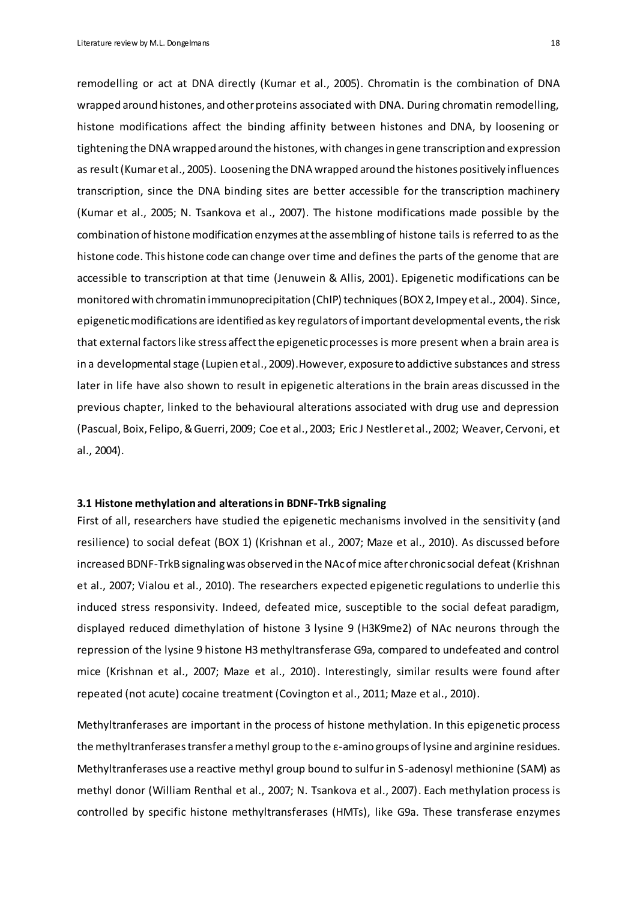remodelling or act at DNA directly (Kumar et al., 2005). Chromatin is the combination of DNA wrapped around histones, and other proteins associated with DNA. During chromatin remodelling, histone modifications affect the binding affinity between histones and DNA, by loosening or tightening the DNA wrapped around the histones, with changes in gene transcription and expression as result (Kumar et al., 2005). Loosening the DNA wrapped around the histones positively influences transcription, since the DNA binding sites are better accessible for the transcription machinery (Kumar et al., 2005; N. Tsankova et al., 2007). The histone modifications made possible by the combination of histone modification enzymes at the assembling of histone tails is referred to as the histone code. This histone code can change over time and defines the parts of the genome that are accessible to transcription at that time (Jenuwein & Allis, 2001). Epigenetic modifications can be monitored with chromatin immunoprecipitation (ChIP) techniques (BOX 2, Impey et al., 2004). Since, epigenetic modifications are identified as key regulators of important developmental events, the risk that external factors like stress affect the epigenetic processes is more present when a brain area is in a developmental stage (Lupien et al., 2009).However, exposure to addictive substances and stress later in life have also shown to result in epigenetic alterations in the brain areas discussed in the previous chapter, linked to the behavioural alterations associated with drug use and depression (Pascual, Boix, Felipo, & Guerri, 2009; Coe et al., 2003; Eric J Nestler et al., 2002; Weaver, Cervoni, et al., 2004).

### 3.1 Histone methylation and alterations in BDNF-TrkB signaling

First of all, researchers have studied the epigenetic mechanisms involved in the sensitivity (and resilience) to social defeat (BOX 1) (Krishnan et al., 2007; Maze et al., 2010). As discussed before increased BDNF-TrkB signaling was observed in the NAc of mice after chronic social defeat (Krishnan et al., 2007; Vialou et al., 2010). The researchers expected epigenetic regulations to underlie this induced stress responsivity. Indeed, defeated mice, susceptible to the social defeat paradigm, displayed reduced dimethylation of histone 3 lysine 9 (H3K9me2) of NAc neurons through the repression of the lysine 9 histone H3 methyltransferase G9a, compared to undefeated and control mice (Krishnan et al., 2007; Maze et al., 2010). Interestingly, similar results were found after repeated (not acute) cocaine treatment (Covington et al., 2011; Maze et al., 2010).

Methyltranferases are important in the process of histone methylation. In this epigenetic process the methyltranferases transfer a methyl group to the ε-amino groups of lysine and arginine residues. Methyltranferases use a reactive methyl group bound to sulfur in S-adenosyl methionine (SAM) as methyl donor (William Renthal et al., 2007; N. Tsankova et al., 2007). Each methylation process is controlled by specific histone methyltransferases (HMTs), like G9a. These transferase enzymes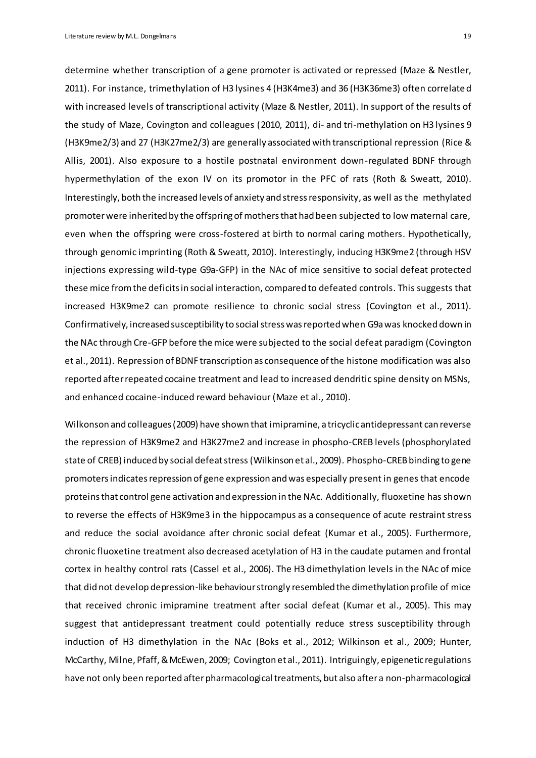determine whether transcription of a gene promoter is activated or repressed (Maze & Nestler, 2011). For instance, trimethylation of H3 lysines 4 (H3K4me3) and 36 (H3K36me3) often correlated with increased levels of transcriptional activity (Maze & Nestler, 2011). In support of the results of the study of Maze, Covington and colleagues (2010, 2011), di- and tri-methylation on H3 lysines 9 (H3K9me2/3) and 27 (H3K27me2/3) are generally associated with transcriptional repression (Rice & Allis, 2001). Also exposure to a hostile postnatal environment down-regulated BDNF through hypermethylation of the exon IV on its promotor in the PFC of rats (Roth & Sweatt, 2010). Interestingly, both the increased levels of anxiety and stress responsivity, as well as the methylated promoter were inherited by the offspring of mothers that had been subjected to low maternal care, even when the offspring were cross-fostered at birth to normal caring mothers. Hypothetically, through genomic imprinting (Roth & Sweatt, 2010). Interestingly, inducing H3K9me2 (through HSV injections expressing wild-type G9a-GFP) in the NAc of mice sensitive to social defeat protected these mice from the deficits in social interaction, compared to defeated controls. This suggests that increased H3K9me2 can promote resilience to chronic social stress (Covington et al., 2011). Confirmatively, increased susceptibility to social stress was reported when G9a was knocked down in the NAc through Cre-GFP before the mice were subjected to the social defeat paradigm (Covington et al., 2011). Repression of BDNF transcription as consequence of the histone modification was also reported after repeated cocaine treatment and lead to increased dendritic spine density on MSNs, and enhanced cocaine-induced reward behaviour (Maze et al., 2010).

Wilkonson and colleagues (2009) have shown that imipramine, a tricyclic antidepressant can reverse the repression of H3K9me2 and H3K27me2 and increase in phospho-CREB levels (phosphorylated state of CREB) induced by social defeat stress (Wilkinson et al., 2009). Phospho-CREB binding to gene promoters indicates repression of gene expression and was especially present in genes that encode proteins that control gene activation and expression in the NAc. Additionally, fluoxetine has shown to reverse the effects of H3K9me3 in the hippocampus as a consequence of acute restraint stress and reduce the social avoidance after chronic social defeat (Kumar et al., 2005). Furthermore, chronic fluoxetine treatment also decreased acetylation of H3 in the caudate putamen and frontal cortex in healthy control rats (Cassel et al., 2006). The H3 dimethylation levels in the NAc of mice that did not develop depression-like behaviour strongly resembled the dimethylation profile of mice that received chronic imipramine treatment after social defeat (Kumar et al., 2005). This may suggest that antidepressant treatment could potentially reduce stress susceptibility through induction of H3 dimethylation in the NAc (Boks et al., 2012; Wilkinson et al., 2009; Hunter, McCarthy, Milne, Pfaff, & McEwen, 2009; Covington et al., 2011). Intriguingly, epigenetic regulations have not only been reported after pharmacological treatments, but also after a non-pharmacological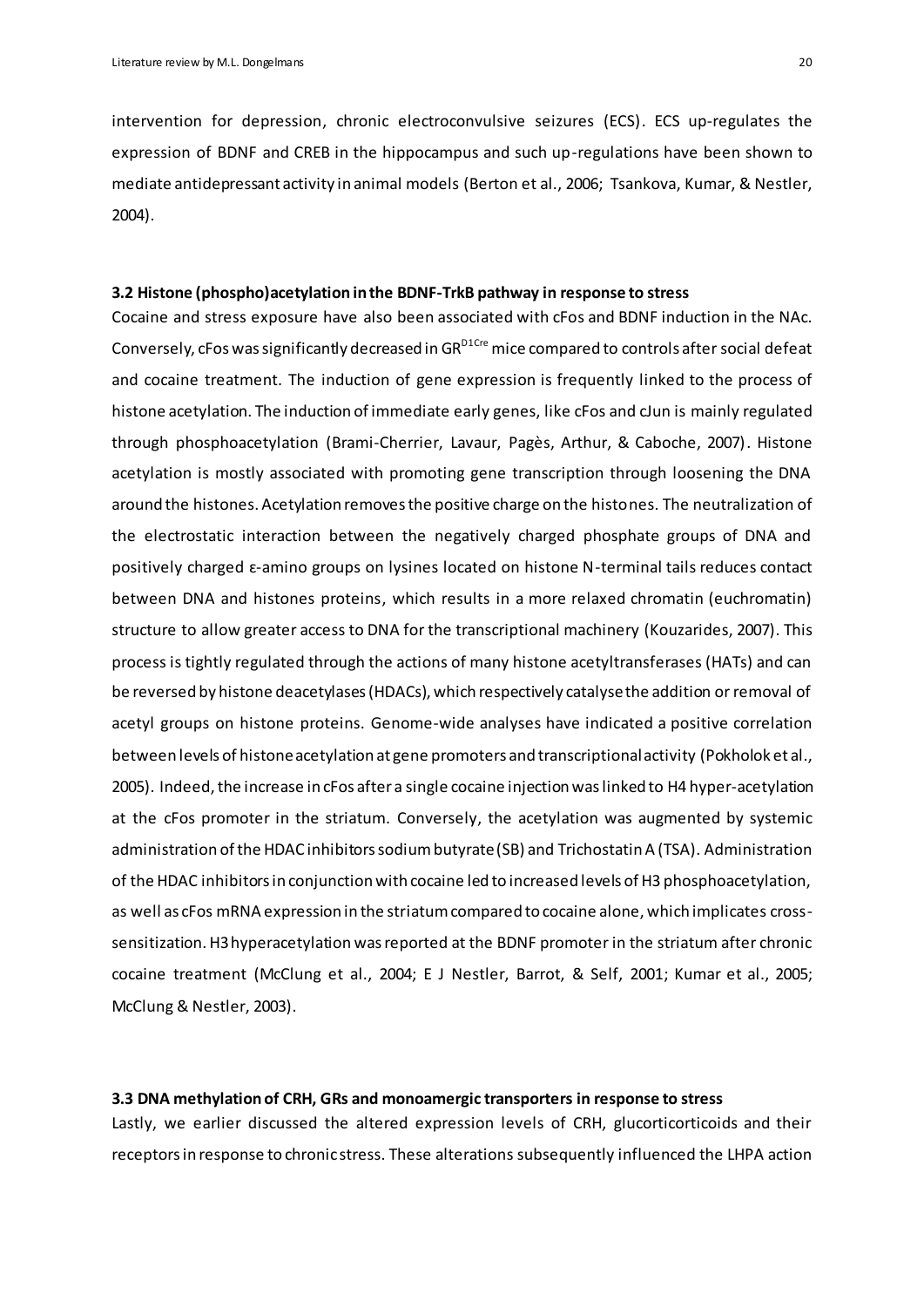intervention for depression, chronic electroconvulsive seizures (ECS). ECS up-regulates the expression of BDNF and CREB in the hippocampus and such up-regulations have been shown to mediate antidepressant activity in animal models (Berton et al., 2006; Tsankova, Kumar, & Nestler, 2004).

### 3.2 Histone (phospho)acetylation in the BDNF-TrkB pathway in response to stress

Cocaine and stress exposure have also been associated with cFos and BDNF induction in the NAc. Conversely, cFos was significantly decreased in $GR^{D1Cre}$ mice compared to controls after social defeat and cocaine treatment. The induction of gene expression is frequently linked to the process of histone acetylation. The induction of immediate early genes, like cFos and cJun is mainly regulated through phosphoacetylation (Brami-Cherrier, Lavaur, Pagès, Arthur, & Caboche, 2007). Histone acetylation is mostly associated with promoting gene transcription through loosening the DNA around the histones. Acetylation removes the positive charge on the histones. The neutralization of the electrostatic interaction between the negatively charged phosphate groups of DNA and positively charged ε-amino groups on lysines located on histone N-terminal tails reduces contact between DNA and histones proteins, which results in a more relaxed chromatin (euchromatin) structure to allow greater access to DNA for the transcriptional machinery (Kouzarides, 2007). This process is tightly regulated through the actions of many histone acetyltransferases (HATs) and can be reversed by histone deacetylases (HDACs), which respectively catalyse the addition or removal of acetyl groups on histone proteins. Genome-wide analyses have indicated a positive correlation between levels of histone acetylation at gene promoters and transcriptional activity (Pokholok et al., 2005). Indeed, the increase in cFos after a single cocaine injection was linked to H4 hyper-acetylation at the cFos promoter in the striatum. Conversely, the acetylation was augmented by systemic administration of the HDAC inhibitors sodium butyrate (SB) and Trichostatin A (TSA). Administration of the HDAC inhibitors in conjunction with cocaine led to increased levels of H3 phosphoacetylation, as well as cFos mRNA expression in the striatum compared to cocaine alone, which implicates cross-sensitization. H3 hyperacetylation was reported at the BDNF promoter in the striatum after chronic cocaine treatment (McClung et al., 2004; E J Nestler, Barrot, & Self, 2001; Kumar et al., 2005; McClung & Nestler, 2003).

### 3.3 DNA methylation of CRH, GRs and monoamergic transporters in response to stress

Lastly, we earlier discussed the altered expression levels of CRH, glucorticorticoids and their receptors in response to chronic stress. These alterations subsequently influenced the LHPA action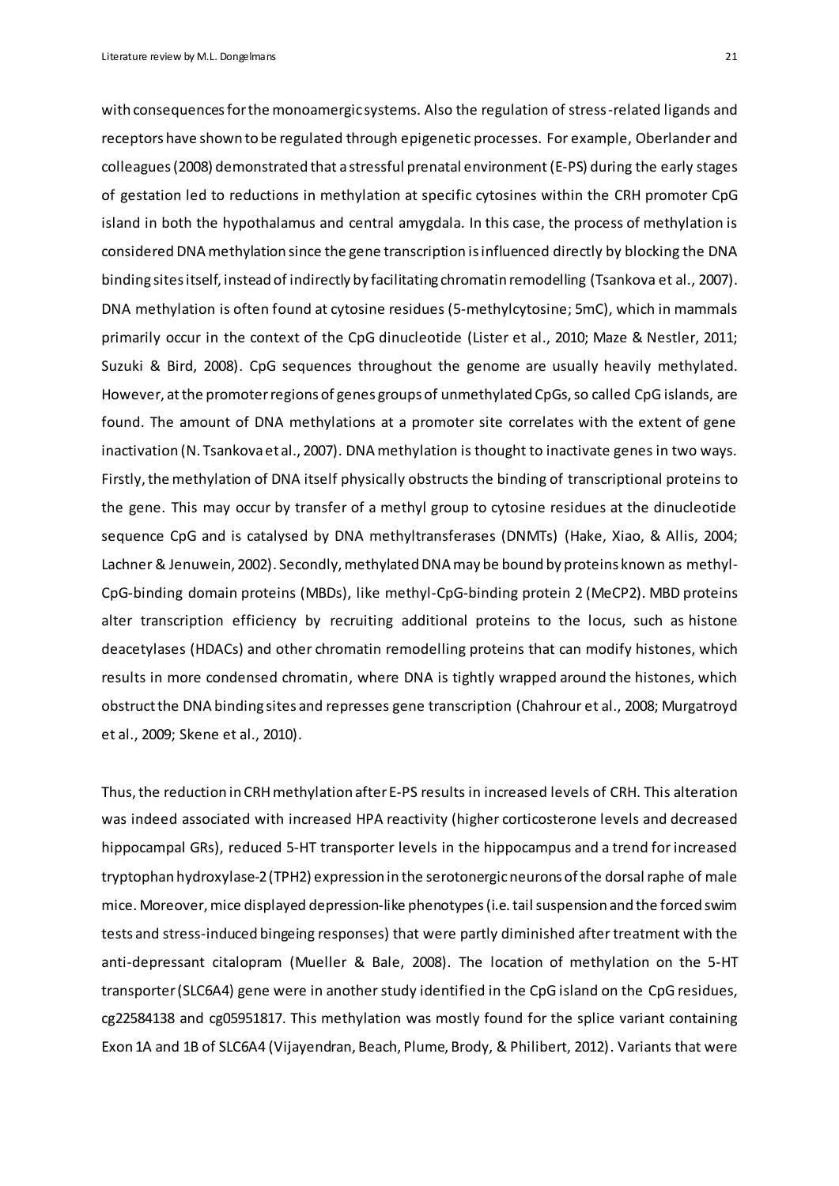with consequences for the monoamergic systems. Also the regulation of stress-related ligands and receptors have shown to be regulated through epigenetic processes. For example, Oberlander and colleagues (2008) demonstrated that a stressful prenatal environment (E-PS) during the early stages of gestation led to reductions in methylation at specific cytosines within the CRH promoter CpG island in both the hypothalamus and central amygdala. In this case, the process of methylation is considered DNA methylation since the gene transcription is influenced directly by blocking the DNA binding sites itself, instead of indirectly by facilitating chromatin remodelling (Tsankova et al., 2007). DNA methylation is often found at cytosine residues (5-methylcytosine; 5mC), which in mammals primarily occur in the context of the CpG dinucleotide (Lister et al., 2010; Maze & Nestler, 2011; Suzuki & Bird, 2008). CpG sequences throughout the genome are usually heavily methylated. However, at the promoter regions of genes groups of unmethylated CpGs, so called CpG islands, are found. The amount of DNA methylations at a promoter site correlates with the extent of gene inactivation (N. Tsankova et al., 2007). DNA methylation is thought to inactivate genes in two ways. Firstly, the methylation of DNA itself physically obstructs the binding of transcriptional proteins to the gene. This may occur by transfer of a methyl group to cytosine residues at the dinucleotide sequence CpG and is catalysed by DNA methyltransferases (DNMTs) (Hake, Xiao, & Allis, 2004; Lachner & Jenuwein, 2002). Secondly, methylated DNA may be bound by proteins known as methyl-CpG-binding domain proteins (MBDs), like methyl-CpG-binding protein 2 (MeCP2). MBD proteins alter transcription efficiency by recruiting additional proteins to the locus, such as histone deacetylases (HDACs) and other chromatin remodelling proteins that can modify histones, which results in more condensed chromatin, where DNA is tightly wrapped around the histones, which obstruct the DNA binding sites and represses gene transcription (Chahrour et al., 2008; Murgatroyd et al., 2009; Skene et al., 2010).

Thus, the reduction in CRH methylation after E-PS results in increased levels of CRH. This alteration was indeed associated with increased HPA reactivity (higher corticosterone levels and decreased hippocampal GRs), reduced 5-HT transporter levels in the hippocampus and a trend for increased tryptophan hydroxylase-2 (TPH2) expression in the serotonergic neurons of the dorsal raphe of male mice. Moreover, mice displayed depression-like phenotypes (i.e. tail suspension and the forced swim tests and stress-induced bingeing responses) that were partly diminished after treatment with the anti-depressant citalopram (Mueller & Bale, 2008). The location of methylation on the 5-HT transporter (SLC6A4) gene were in another study identified in the CpG island on the CpG residues, cg22584138 and cg05951817. This methylation was mostly found for the splice variant containing Exon 1A and 1B of SLC6A4 (Vijayendran, Beach, Plume, Brody, & Philibert, 2012). Variants that were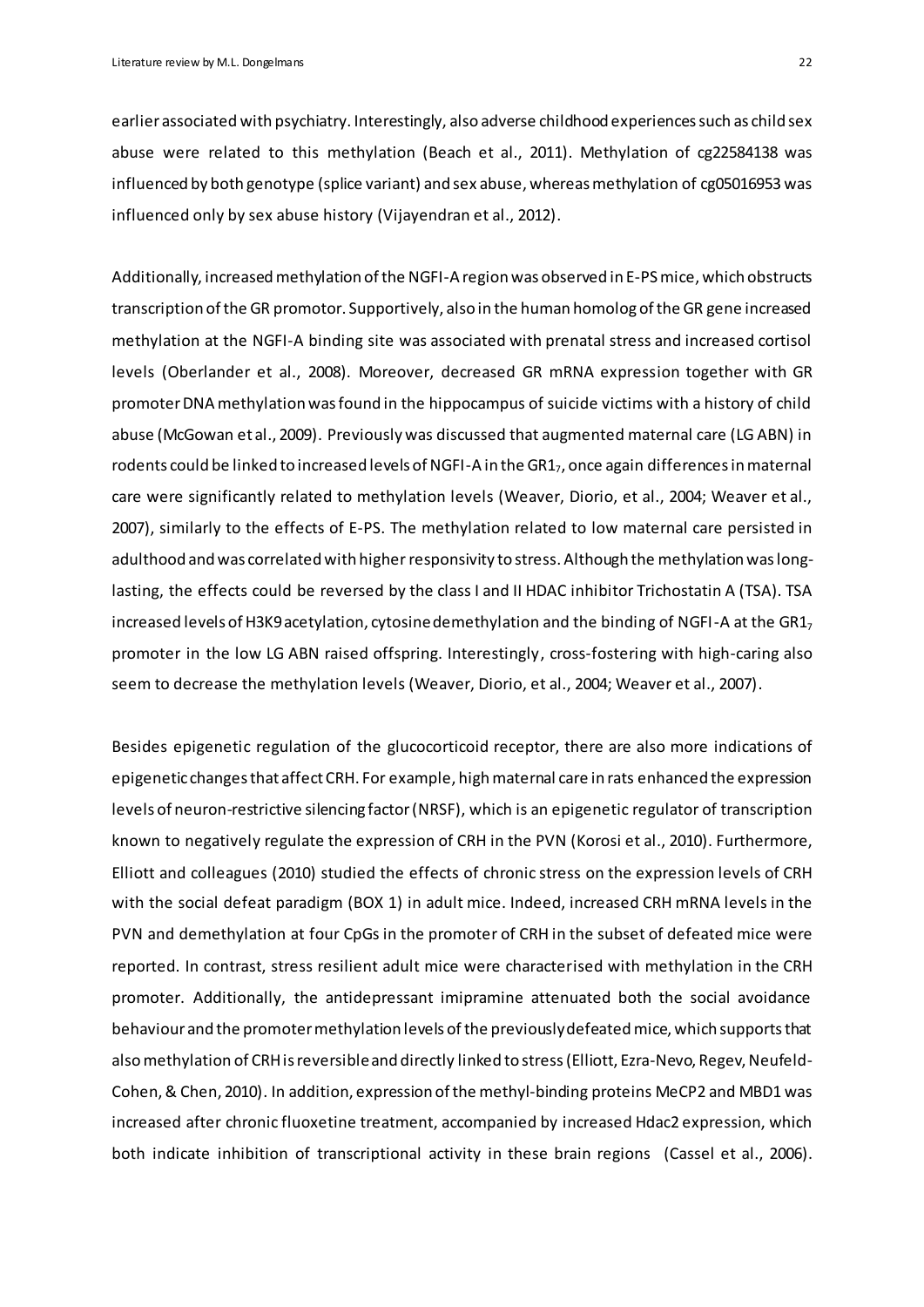earlier associated with psychiatry. Interestingly, also adverse childhood experiences such as child sex abuse were related to this methylation (Beach et al., 2011). Methylation of cg22584138 was influenced by both genotype (splice variant) and sex abuse, whereas methylation of cg05016953 was influenced only by sex abuse history (Vijayendran et al., 2012).

Additionally, increased methylation of the NGFI-A region was observed in E-PS mice, which obstructs transcription of the GR promotor. Supportively, also in the human homolog of the GR gene increased methylation at the NGFI-A binding site was associated with prenatal stress and increased cortisol levels (Oberlander et al., 2008). Moreover, decreased GR mRNA expression together with GR promoter DNA methylation was found in the hippocampus of suicide victims with a history of child abuse (McGowan et al., 2009). Previously was discussed that augmented maternal care (LG ABN) in rodents could be linked to increased levels of NGFI-A in the $GR1_7$, once again differences in maternal care were significantly related to methylation levels (Weaver, Diorio, et al., 2004; Weaver et al., 2007), similarly to the effects of E-PS. The methylation related to low maternal care persisted in adulthood and was correlated with higher responsivity to stress. Although the methylation was long-lasting, the effects could be reversed by the class I and II HDAC inhibitor Trichostatin A (TSA). TSA increased levels of H3K9 acetylation, cytosine demethylation and the binding of NGFI-A at the $GR1_7$ promoter in the low LG ABN raised offspring. Interestingly, cross-fostering with high-caring also seem to decrease the methylation levels (Weaver, Diorio, et al., 2004; Weaver et al., 2007).

Besides epigenetic regulation of the glucocorticoid receptor, there are also more indications of epigenetic changes that affect CRH. For example, high maternal care in rats enhanced the expression levels of neuron-restrictive silencing factor (NRSF), which is an epigenetic regulator of transcription known to negatively regulate the expression of CRH in the PVN (Korosi et al., 2010). Furthermore, Elliott and colleagues (2010) studied the effects of chronic stress on the expression levels of CRH with the social defeat paradigm (BOX 1) in adult mice. Indeed, increased CRH mRNA levels in the PVN and demethylation at four CpGs in the promoter of CRH in the subset of defeated mice were reported. In contrast, stress resilient adult mice were characterised with methylation in the CRH promoter. Additionally, the antidepressant imipramine attenuated both the social avoidance behaviour and the promoter methylation levels of the previously defeated mice, which supports that also methylation of CRH is reversible and directly linked to stress (Elliott, Ezra-Nevo, Regev, Neufeld-Cohen, & Chen, 2010). In addition, expression of the methyl-binding proteins MeCP2 and MBD1 was increased after chronic fluoxetine treatment, accompanied by increased Hdac2 expression, which both indicate inhibition of transcriptional activity in these brain regions (Cassel et al., 2006).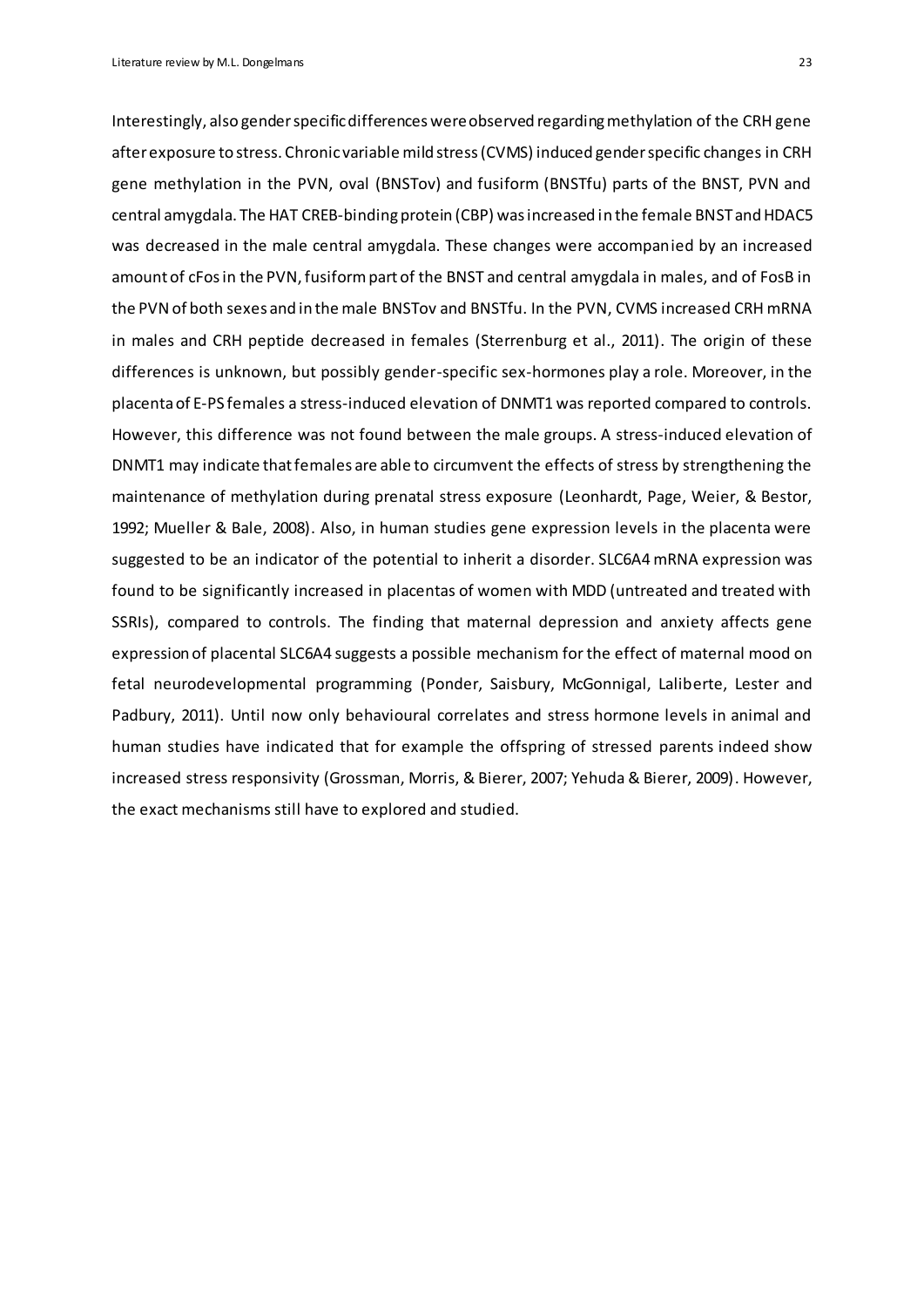Interestingly, also gender specific differences were observed regarding methylation of the CRH gene after exposure to stress. Chronic variable mild stress (CVMS) induced gender specific changes in CRH gene methylation in the PVN, oval (BNSTov) and fusiform (BNSTfu) parts of the BNST, PVN and central amygdala. The HAT CREB-binding protein (CBP) was increased in the female BNST and HDAC5 was decreased in the male central amygdala. These changes were accompanied by an increased amount of cFos in the PVN, fusiform part of the BNST and central amygdala in males, and of FosB in the PVN of both sexes and in the male BNSTov and BNSTfu. In the PVN, CVMS increased CRH mRNA in males and CRH peptide decreased in females (Sterrenburg et al., 2011). The origin of these differences is unknown, but possibly gender-specific sex-hormones play a role. Moreover, in the placenta of E-PS females a stress-induced elevation of DNMT1 was reported compared to controls. However, this difference was not found between the male groups. A stress-induced elevation of DNMT1 may indicate that females are able to circumvent the effects of stress by strengthening the maintenance of methylation during prenatal stress exposure (Leonhardt, Page, Weier, & Bestor, 1992; Mueller & Bale, 2008). Also, in human studies gene expression levels in the placenta were suggested to be an indicator of the potential to inherit a disorder. SLC6A4 mRNA expression was found to be significantly increased in placentas of women with MDD (untreated and treated with SSRIs), compared to controls. The finding that maternal depression and anxiety affects gene expression of placental SLC6A4 suggests a possible mechanism for the effect of maternal mood on fetal neurodevelopmental programming (Ponder, Saisbury, McGonnigal, Laliberte, Lester and Padbury, 2011). Until now only behavioural correlates and stress hormone levels in animal and human studies have indicated that for example the offspring of stressed parents indeed show increased stress responsivity (Grossman, Morris, & Bierer, 2007; Yehuda & Bierer, 2009). However, the exact mechanisms still have to explored and studied.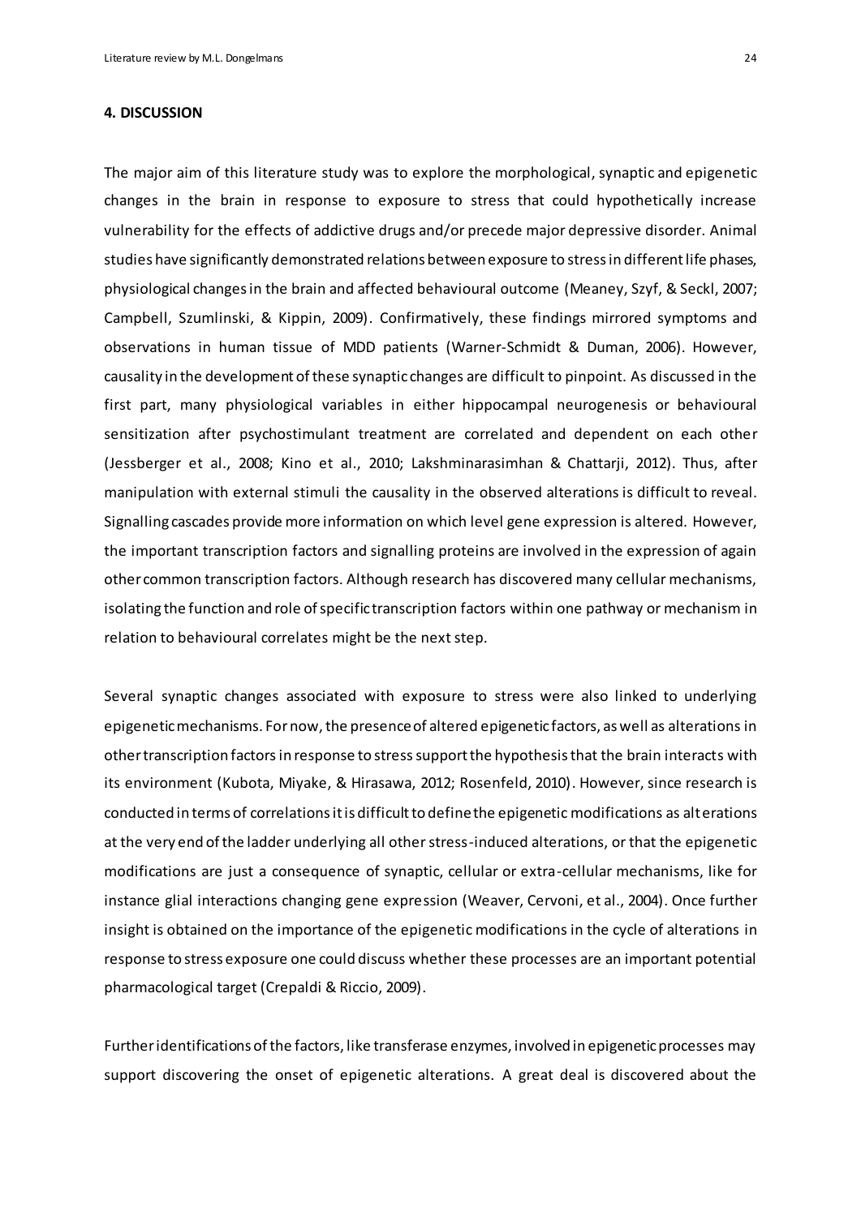## 4. DISCUSSION

The major aim of this literature study was to explore the morphological, synaptic and epigenetic changes in the brain in response to exposure to stress that could hypothetically increase vulnerability for the effects of addictive drugs and/or precede major depressive disorder. Animal studies have significantly demonstrated relations between exposure to stress in different life phases, physiological changes in the brain and affected behavioural outcome (Meaney, Szyf, & Seckl, 2007; Campbell, Szumlinski, & Kippin, 2009). Confirmatively, these findings mirrored symptoms and observations in human tissue of MDD patients (Warner-Schmidt & Duman, 2006). However, causality in the development of these synaptic changes are difficult to pinpoint. As discussed in the first part, many physiological variables in either hippocampal neurogenesis or behavioural sensitization after psychostimulant treatment are correlated and dependent on each other (Jessberger et al., 2008; Kino et al., 2010; Lakshminarasimhan & Chattarji, 2012). Thus, after manipulation with external stimuli the causality in the observed alterations is difficult to reveal. Signalling cascades provide more information on which level gene expression is altered. However, the important transcription factors and signalling proteins are involved in the expression of again other common transcription factors. Although research has discovered many cellular mechanisms, isolating the function and role of specific transcription factors within one pathway or mechanism in relation to behavioural correlates might be the next step.

Several synaptic changes associated with exposure to stress were also linked to underlying epigenetic mechanisms. For now, the presence of altered epigenetic factors, as well as alterations in other transcription factors in response to stress support the hypothesis that the brain interacts with its environment (Kubota, Miyake, & Hirasawa, 2012; Rosenfeld, 2010). However, since research is conducted in terms of correlations it is difficult to define the epigenetic modifications as alterations at the very end of the ladder underlying all other stress-induced alterations, or that the epigenetic modifications are just a consequence of synaptic, cellular or extra-cellular mechanisms, like for instance glial interactions changing gene expression (Weaver, Cervoni, et al., 2004). Once further insight is obtained on the importance of the epigenetic modifications in the cycle of alterations in response to stress exposure one could discuss whether these processes are an important potential pharmacological target (Crepaldi & Riccio, 2009).

Further identifications of the factors, like transferase enzymes, involved in epigenetic processes may support discovering the onset of epigenetic alterations. A great deal is discovered about the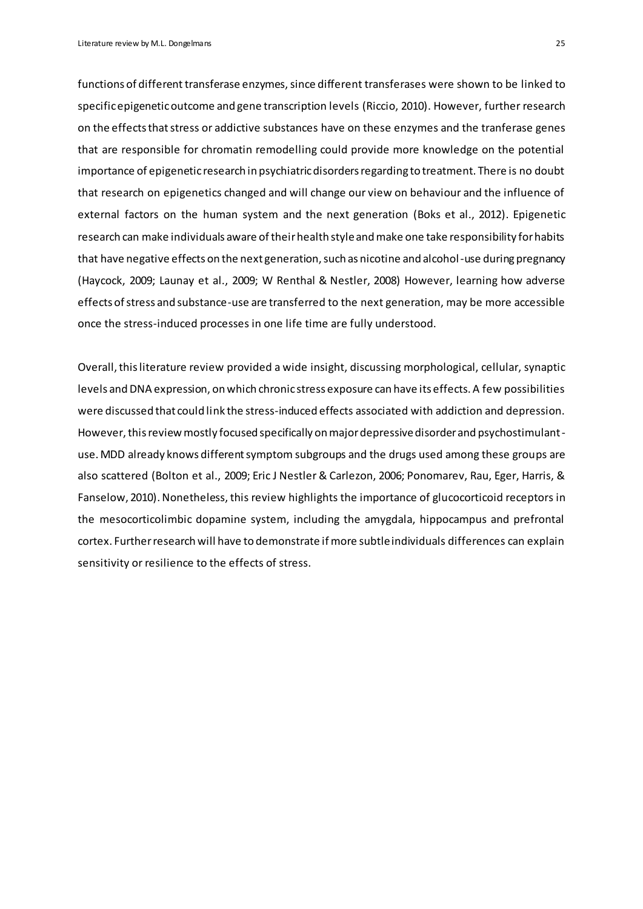functions of different transferase enzymes, since different transferases were shown to be linked to specific epigenetic outcome and gene transcription levels (Riccio, 2010). However, further research on the effects that stress or addictive substances have on these enzymes and the tranferase genes that are responsible for chromatin remodelling could provide more knowledge on the potential importance of epigenetic research in psychiatric disorders regarding to treatment. There is no doubt that research on epigenetics changed and will change our view on behaviour and the influence of external factors on the human system and the next generation (Boks et al., 2012). Epigenetic research can make individuals aware of their health style and make one take responsibility for habits that have negative effects on the next generation, such as nicotine and alcohol-use during pregnancy (Haycock, 2009; Launay et al., 2009; W Renthal & Nestler, 2008) However, learning how adverse effects of stress and substance-use are transferred to the next generation, may be more accessible once the stress-induced processes in one life time are fully understood.

Overall, this literature review provided a wide insight, discussing morphological, cellular, synaptic levels and DNA expression, on which chronic stress exposure can have its effects. A few possibilities were discussed that could link the stress-induced effects associated with addiction and depression. However, this review mostly focused specifically on major depressive disorder and psychostimulant-use. MDD already knows different symptom subgroups and the drugs used among these groups are also scattered (Bolton et al., 2009; Eric J Nestler & Carlezon, 2006; Ponomarev, Rau, Eger, Harris, & Fanselow, 2010). Nonetheless, this review highlights the importance of glucocorticoid receptors in the mesocorticolimbic dopamine system, including the amygdala, hippocampus and prefrontal cortex. Further research will have to demonstrate if more subtle individuals differences can explain sensitivity or resilience to the effects of stress.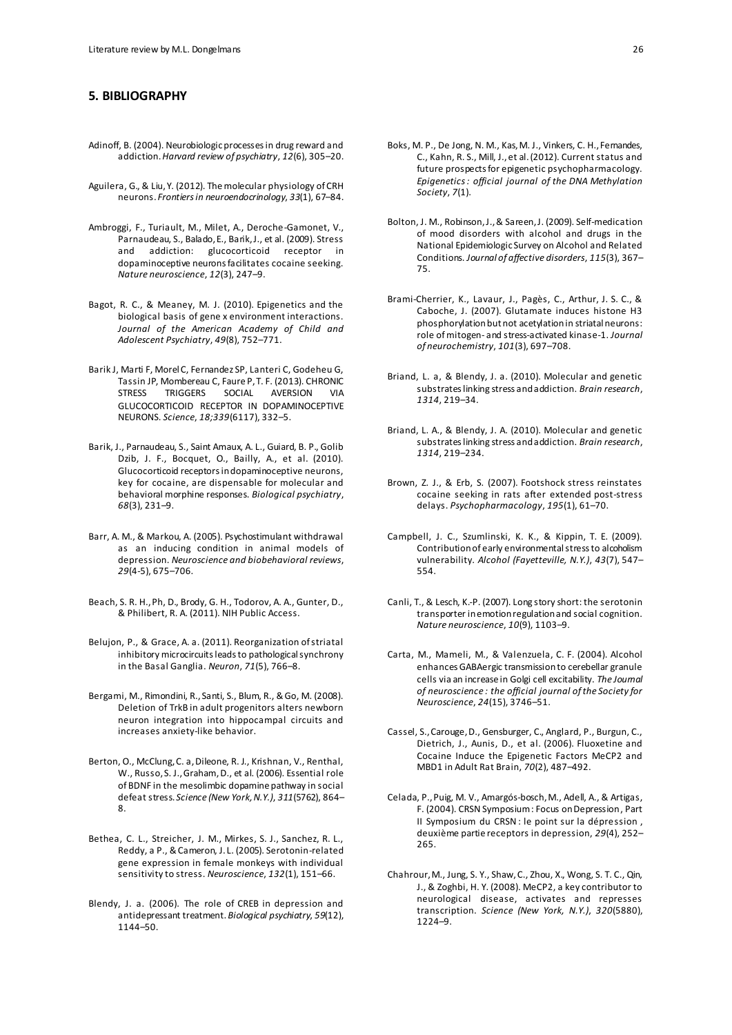## 5. BIBLIOGRAPHY

Adinoff, B. (2004). Neurobiologic processes in drug reward and addiction. *Harvard review of psychiatry*, *12*(6), 305–20.

Aguilera, G., & Liu, Y. (2012). The molecular physiology of CRH neurons. *Frontiers in neuroendocrinology*, *33*(1), 67–84.

Ambroggi, F., Turiault, M., Milet, A., Deroche-Gamonet, V., Parnaudeau, S., Balado, E., Barik, J., et al. (2009). Stress and addiction: glucocorticoid receptor in dopaminoceptive neurons facilitates cocaine seeking. *Nature neuroscience*, *12*(3), 247–9.

Bagot, R. C., & Meaney, M. J. (2010). Epigenetics and the biological basis of gene x environment interactions. *Journal of the American Academy of Child and Adolescent Psychiatry*, *49*(8), 752–771.

Barik J, Marti F, Morel C, Fernandez SP, Lanteri C, Godeheu G, Tassin JP, Mombereau C, Faure P, T. F. (2013). CHRONIC STRESS TRIGGERS SOCIAL AVERSION VIA GLUCOCORTICOID RECEPTOR IN DOPAMINOCEPTIVE NEURONS. *Science*, *18;339*(6117), 332–5.

Barik, J., Parnaudeau, S., Saint Amaux, A. L., Guiard, B. P., Golib Dzib, J. F., Bocquet, O., Bailly, A., et al. (2010). Glucocorticoid receptors in dopaminoceptive neurons, key for cocaine, are dispensable for molecular and behavioral morphine responses. *Biological psychiatry*, *68*(3), 231–9.

Barr, A. M., & Markou, A. (2005). Psychostimulant withdrawal as an inducing condition in animal models of depression. *Neuroscience and biobehavioral reviews*, *29*(4-5), 675–706.

Beach, S. R. H., Ph, D., Brody, G. H., Todorov, A. A., Gunter, D., & Philibert, R. A. (2011). NIH Public Access.

Belujon, P., & Grace, A. a. (2011). Reorganization of striatal inhibitory microcircuits leads to pathological synchrony in the Basal Ganglia. *Neuron*, *71*(5), 766–8.

Bergami, M., Rimondini, R., Santi, S., Blum, R., & Go, M. (2008). Deletion of TrkB in adult progenitors alters newborn neuron integration into hippocampal circuits and increases anxiety-like behavior.

Berton, O., McClung, C. a, Dileone, R. J., Krishnan, V., Renthal, W., Russo, S. J., Graham, D., et al. (2006). Essential role of BDNF in the mesolimbic dopamine pathway in social defeat stress. *Science (New York, N.Y.)*, *311*(5762), 864–8.

Bethea, C. L., Streicher, J. M., Mirkes, S. J., Sanchez, R. L., Reddy, a P., & Cameron, J. L. (2005). Serotonin-related gene expression in female monkeys with individual sensitivity to stress. *Neuroscience*, *132*(1), 151–66.

Blendy, J. a. (2006). The role of CREB in depression and antidepressant treatment. *Biological psychiatry*, *59*(12), 1144–50.

Boks, M. P., De Jong, N. M., Kas, M. J., Vinkers, C. H., Fernandes, C., Kahn, R. S., Mill, J., et al. (2012). Current status and future prospects for epigenetic psychopharmacology. *Epigenetics : official journal of the DNA Methylation Society*, *7*(1).

Bolton, J. M., Robinson, J., & Sareen, J. (2009). Self-medication of mood disorders with alcohol and drugs in the National Epidemiologic Survey on Alcohol and Related Conditions. *Journal of affective disorders*, *115*(3), 367–75.

Brami-Cherrier, K., Lavaur, J., Pagès, C., Arthur, J. S. C., & Caboche, J. (2007). Glutamate induces histone H3 phosphorylation but not acetylation in striatal neurons: role of mitogen- and stress-activated kinase-1. *Journal of neurochemistry*, *101*(3), 697–708.

Briand, L. a, & Blendy, J. a. (2010). Molecular and genetic substrates linking stress and addiction. *Brain research*, *1314*, 219–34.

Briand, L. A., & Blendy, J. A. (2010). Molecular and genetic substrates linking stress and addiction. *Brain research*, *1314*, 219–234.

Brown, Z. J., & Erb, S. (2007). Footshock stress reinstates cocaine seeking in rats after extended post-stress delays. *Psychopharmacology*, *195*(1), 61–70.

Campbell, J. C., Szumlinski, K. K., & Kippin, T. E. (2009). Contribution of early environmental stress to alcoholism vulnerability. *Alcohol (Fayetteville, N.Y.)*, *43*(7), 547–554.

Canli, T., & Lesch, K.-P. (2007). Long story short: the serotonin transporter in emotion regulation and social cognition. *Nature neuroscience*, *10*(9), 1103–9.

Carta, M., Mameli, M., & Valenzuela, C. F. (2004). Alcohol enhances GABAergic transmission to cerebellar granule cells via an increase in Golgi cell excitability. *The Journal of neuroscience : the official journal of the Society for Neuroscience*, *24*(15), 3746–51.

Cassel, S., Carouge, D., Gensburger, C., Anglard, P., Burgun, C., Dietrich, J., Aunis, D., et al. (2006). Fluoxetine and Cocaine Induce the Epigenetic Factors MeCP2 and MBD1 in Adult Rat Brain, *70*(2), 487–492.

Celada, P., Puig, M. V., Amargós-bosch, M., Adell, A., & Artigas, F. (2004). CRSN Symposium : Focus on Depression, Part II Symposium du CRSN : le point sur la dépression , deuxième partie receptors in depression, *29*(4), 252–265.

Chahrour, M., Jung, S. Y., Shaw, C., Zhou, X., Wong, S. T. C., Qin, J., & Zoghbi, H. Y. (2008). MeCP2, a key contributor to neurological disease, activates and represses transcription. *Science (New York, N.Y.)*, *320*(5880), 1224–9.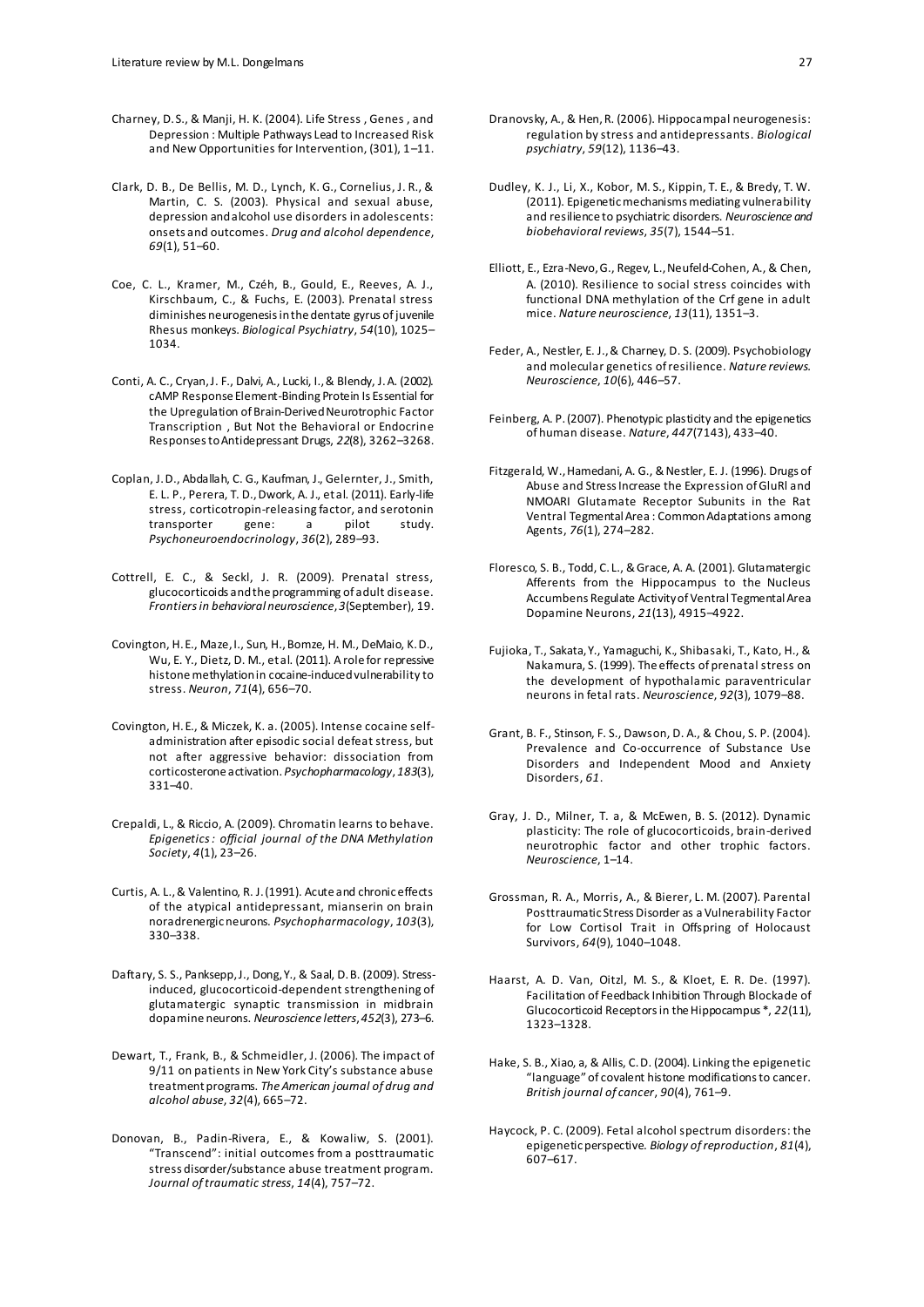Charney, D. S., & Manji, H. K. (2004). Life Stress , Genes , and Depression : Multiple Pathways Lead to Increased Risk and New Opportunities for Intervention, (301), 1–11.

Clark, D. B., De Bellis, M. D., Lynch, K. G., Cornelius, J. R., & Martin, C. S. (2003). Physical and sexual abuse, depression and alcohol use disorders in adolescents: onsets and outcomes. *Drug and alcohol dependence*, *69*(1), 51–60.

Coe, C. L., Kramer, M., Czéh, B., Gould, E., Reeves, A. J., Kirschbaum, C., & Fuchs, E. (2003). Prenatal stress diminishes neurogenesis in the dentate gyrus of juvenile Rhesus monkeys. *Biological Psychiatry*, *54*(10), 1025–1034.

Conti, A. C., Cryan, J. F., Dalvi, A., Lucki, I., & Blendy, J. A. (2002). cAMP Response Element-Binding Protein Is Essential for the Upregulation of Brain-Derived Neurotrophic Factor Transcription , But Not the Behavioral or Endocrine Responses to Antidepressant Drugs, *22*(8), 3262–3268.

Coplan, J. D., Abdallah, C. G., Kaufman, J., Gelernter, J., Smith, E. L. P., Perera, T. D., Dwork, A. J., et al. (2011). Early-life stress, corticotropin-releasing factor, and serotonin transporter gene: a pilot study. *Psychoneuroendocrinology*, *36*(2), 289–93.

Cottrell, E. C., & Seckl, J. R. (2009). Prenatal stress, glucocorticoids and the programming of adult disease. *Frontiers in behavioral neuroscience*, *3*(September), 19.

Covington, H. E., Maze, I., Sun, H., Bomze, H. M., DeMaio, K. D., Wu, E. Y., Dietz, D. M., et al. (2011). A role for repressive histone methylation in cocaine-induced vulnerability to stress. *Neuron*, *71*(4), 656–70.

Covington, H. E., & Miczek, K. a. (2005). Intense cocaine self-administration after episodic social defeat stress, but not after aggressive behavior: dissociation from corticosterone activation. *Psychopharmacology*, *183*(3), 331–40.

Crepaldi, L., & Riccio, A. (2009). Chromatin learns to behave. *Epigenetics : official journal of the DNA Methylation Society*, *4*(1), 23–26.

Curtis, A. L., & Valentino, R. J. (1991). Acute and chronic effects of the atypical antidepressant, mianserin on brain noradrenergic neurons. *Psychopharmacology*, *103*(3), 330–338.

Daftary, S. S., Panksepp, J., Dong, Y., & Saal, D. B. (2009). Stress-induced, glucocorticoid-dependent strengthening of glutamatergic synaptic transmission in midbrain dopamine neurons. *Neuroscience letters*, *452*(3), 273–6.

Dewart, T., Frank, B., & Schmeidler, J. (2006). The impact of 9/11 on patients in New York City's substance abuse treatment programs. *The American journal of drug and alcohol abuse*, *32*(4), 665–72.

Donovan, B., Padin-Rivera, E., & Kowaliw, S. (2001). "Transcend": initial outcomes from a posttraumatic stress disorder/substance abuse treatment program. *Journal of traumatic stress*, *14*(4), 757–72.

Dranovsky, A., & Hen, R. (2006). Hippocampal neurogenesis: regulation by stress and antidepressants. *Biological psychiatry*, *59*(12), 1136–43.

Dudley, K. J., Li, X., Kobor, M. S., Kippin, T. E., & Bredy, T. W. (2011). Epigenetic mechanisms mediating vulnerability and resilience to psychiatric disorders. *Neuroscience and biobehavioral reviews*, *35*(7), 1544–51.

Elliott, E., Ezra-Nevo, G., Regev, L., Neufeld-Cohen, A., & Chen, A. (2010). Resilience to social stress coincides with functional DNA methylation of the Crf gene in adult mice. *Nature neuroscience*, *13*(11), 1351–3.

Feder, A., Nestler, E. J., & Charney, D. S. (2009). Psychobiology and molecular genetics of resilience. *Nature reviews. Neuroscience*, *10*(6), 446–57.

Feinberg, A. P. (2007). Phenotypic plasticity and the epigenetics of human disease. *Nature*, *447*(7143), 433–40.

Fitzgerald, W., Hamedani, A. G., & Nestler, E. J. (1996). Drugs of Abuse and Stress Increase the Expression of GluRl and NMOARI Glutamate Receptor Subunits in the Rat Ventral Tegmental Area : Common Adaptations among Agents, *76*(1), 274–282.

Floresco, S. B., Todd, C. L., & Grace, A. A. (2001). Glutamatergic Afferents from the Hippocampus to the Nucleus Accumbens Regulate Activity of Ventral Tegmental Area Dopamine Neurons, *21*(13), 4915–4922.

Fujioka, T., Sakata, Y., Yamaguchi, K., Shibasaki, T., Kato, H., & Nakamura, S. (1999). The effects of prenatal stress on the development of hypothalamic paraventricular neurons in fetal rats. *Neuroscience*, *92*(3), 1079–88.

Grant, B. F., Stinson, F. S., Dawson, D. A., & Chou, S. P. (2004). Prevalence and Co-occurrence of Substance Use Disorders and Independent Mood and Anxiety Disorders, *61*.

Gray, J. D., Milner, T. a, & McEwen, B. S. (2012). Dynamic plasticity: The role of glucocorticoids, brain-derived neurotrophic factor and other trophic factors. *Neuroscience*, 1–14.

Grossman, R. A., Morris, A., & Bierer, L. M. (2007). Parental Posttraumatic Stress Disorder as a Vulnerability Factor for Low Cortisol Trait in Offspring of Holocaust Survivors, *64*(9), 1040–1048.

Haarst, A. D. Van, Oitzl, M. S., & Kloet, E. R. De. (1997). Facilitation of Feedback Inhibition Through Blockade of Glucocorticoid Receptors in the Hippocampus *, *22*(11), 1323–1328.

Hake, S. B., Xiao, a, & Allis, C. D. (2004). Linking the epigenetic "language" of covalent histone modifications to cancer. *British journal of cancer*, *90*(4), 761–9.

Haycock, P. C. (2009). Fetal alcohol spectrum disorders: the epigenetic perspective. *Biology of reproduction*, *81*(4), 607–617.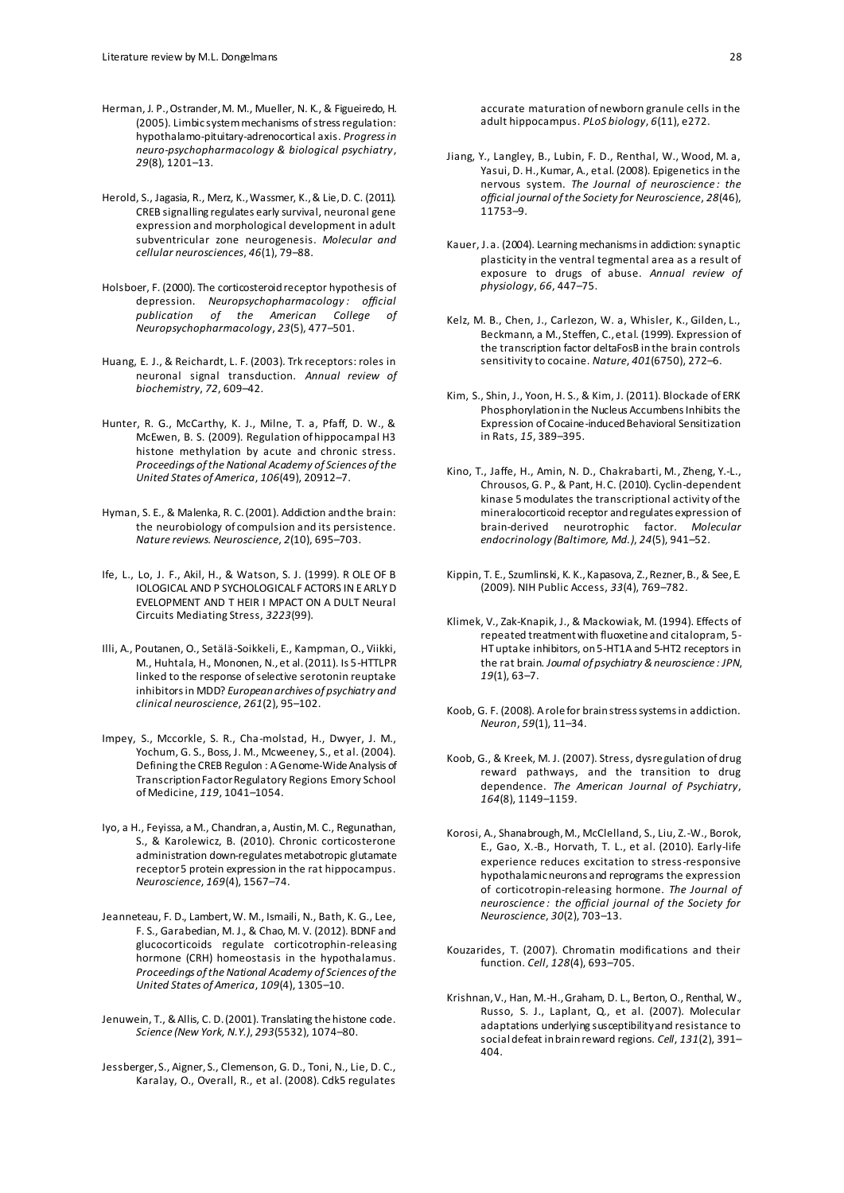Herman, J. P., Ostrander, M. M., Mueller, N. K., & Figueiredo, H. (2005). Limbic system mechanisms of stress regulation: hypothalamo-pituitary-adrenocortical axis. *Progress in neuro-psychopharmacology & biological psychiatry*, *29*(8), 1201–13.

Herold, S., Jagasia, R., Merz, K., Wassmer, K., & Lie, D. C. (2011). CREB signalling regulates early survival, neuronal gene expression and morphological development in adult subventricular zone neurogenesis. *Molecular and cellular neurosciences*, *46*(1), 79–88.

Holsboer, F. (2000). The corticosteroid receptor hypothesis of depression. *Neuropsychopharmacology : official publication of the American College of Neuropsychopharmacology*, *23*(5), 477–501.

Huang, E. J., & Reichardt, L. F. (2003). Trk receptors: roles in neuronal signal transduction. *Annual review of biochemistry*, *72*, 609–42.

Hunter, R. G., McCarthy, K. J., Milne, T. a, Pfaff, D. W., & McEwen, B. S. (2009). Regulation of hippocampal H3 histone methylation by acute and chronic stress. *Proceedings of the National Academy of Sciences of the United States of America*, *106*(49), 20912–7.

Hyman, S. E., & Malenka, R. C. (2001). Addiction and the brain: the neurobiology of compulsion and its persistence. *Nature reviews. Neuroscience*, *2*(10), 695–703.

Ife, L., Lo, J. F., Akil, H., & Watson, S. J. (1999). R OLE OF B IOLOGICAL AND P SYCHOLOGICAL F ACTORS IN E ARLY D EVELOPMENT AND T HEIR I MPACT ON A DULT Neural Circuits Mediating Stress, *3223*(99).

Illi, A., Poutanen, O., Setälä-Soikkeli, E., Kampman, O., Viikki, M., Huhtala, H., Mononen, N., et al. (2011). Is 5-HTTLPR linked to the response of selective serotonin reuptake inhibitors in MDD? *European archives of psychiatry and clinical neuroscience*, *261*(2), 95–102.

Impey, S., Mccorkle, S. R., Cha-molstad, H., Dwyer, J. M., Yochum, G. S., Boss, J. M., Mcweeney, S., et al. (2004). Defining the CREB Regulon : A Genome-Wide Analysis of Transcription Factor Regulatory Regions Emory School of Medicine, *119*, 1041–1054.

Iyo, a H., Feyissa, a M., Chandran, a, Austin, M. C., Regunathan, S., & Karolewicz, B. (2010). Chronic corticosterone administration down-regulates metabotropic glutamate receptor 5 protein expression in the rat hippocampus. *Neuroscience*, *169*(4), 1567–74.

Jeanneteau, F. D., Lambert, W. M., Ismaili, N., Bath, K. G., Lee, F. S., Garabedian, M. J., & Chao, M. V. (2012). BDNF and glucocorticoids regulate corticotrophin-releasing hormone (CRH) homeostasis in the hypothalamus. *Proceedings of the National Academy of Sciences of the United States of America*, *109*(4), 1305–10.

Jenuwein, T., & Allis, C. D. (2001). Translating the histone code. *Science (New York, N.Y.)*, *293*(5532), 1074–80.

Jessberger, S., Aigner, S., Clemenson, G. D., Toni, N., Lie, D. C., Karalay, O., Overall, R., et al. (2008). Cdk5 regulates accurate maturation of newborn granule cells in the adult hippocampus. *PLoS biology*, *6*(11), e272.

Jiang, Y., Langley, B., Lubin, F. D., Renthal, W., Wood, M. a, Yasui, D. H., Kumar, A., et al. (2008). Epigenetics in the nervous system. *The Journal of neuroscience : the official journal of the Society for Neuroscience*, *28*(46), 11753–9.

Kauer, J. a. (2004). Learning mechanisms in addiction: synaptic plasticity in the ventral tegmental area as a result of exposure to drugs of abuse. *Annual review of physiology*, *66*, 447–75.

Kelz, M. B., Chen, J., Carlezon, W. a, Whisler, K., Gilden, L., Beckmann, a M., Steffen, C., et al. (1999). Expression of the transcription factor deltaFosB in the brain controls sensitivity to cocaine. *Nature*, *401*(6750), 272–6.

Kim, S., Shin, J., Yoon, H. S., & Kim, J. (2011). Blockade of ERK Phosphorylation in the Nucleus Accumbens Inhibits the Expression of Cocaine-induced Behavioral Sensitization in Rats, *15*, 389–395.

Kino, T., Jaffe, H., Amin, N. D., Chakrabarti, M., Zheng, Y.-L., Chrousos, G. P., & Pant, H. C. (2010). Cyclin-dependent kinase 5 modulates the transcriptional activity of the mineralocorticoid receptor and regulates expression of brain-derived neurotrophic factor. *Molecular endocrinology (Baltimore, Md.)*, *24*(5), 941–52.

Kippin, T. E., Szumlinski, K. K., Kapasova, Z., Rezner, B., & See, E. (2009). NIH Public Access, *33*(4), 769–782.

Klimek, V., Zak-Knapik, J., & Mackowiak, M. (1994). Effects of repeated treatment with fluoxetine and citalopram, 5-HT uptake inhibitors, on 5-HT1A and 5-HT2 receptors in the rat brain. *Journal of psychiatry & neuroscience : JPN*, *19*(1), 63–7.

Koob, G. F. (2008). A role for brain stress systems in addiction. *Neuron*, *59*(1), 11–34.

Koob, G., & Kreek, M. J. (2007). Stress, dysregulation of drug reward pathways, and the transition to drug dependence. *The American Journal of Psychiatry*, *164*(8), 1149–1159.

Korosi, A., Shanabrough, M., McClelland, S., Liu, Z.-W., Borok, E., Gao, X.-B., Horvath, T. L., et al. (2010). Early-life experience reduces excitation to stress-responsive hypothalamic neurons and reprograms the expression of corticotropin-releasing hormone. *The Journal of neuroscience : the official journal of the Society for Neuroscience*, *30*(2), 703–13.

Kouzarides, T. (2007). Chromatin modifications and their function. *Cell*, *128*(4), 693–705.

Krishnan, V., Han, M.-H., Graham, D. L., Berton, O., Renthal, W., Russo, S. J., Laplant, Q., et al. (2007). Molecular adaptations underlying susceptibility and resistance to social defeat in brain reward regions. *Cell*, *131*(2), 391–404.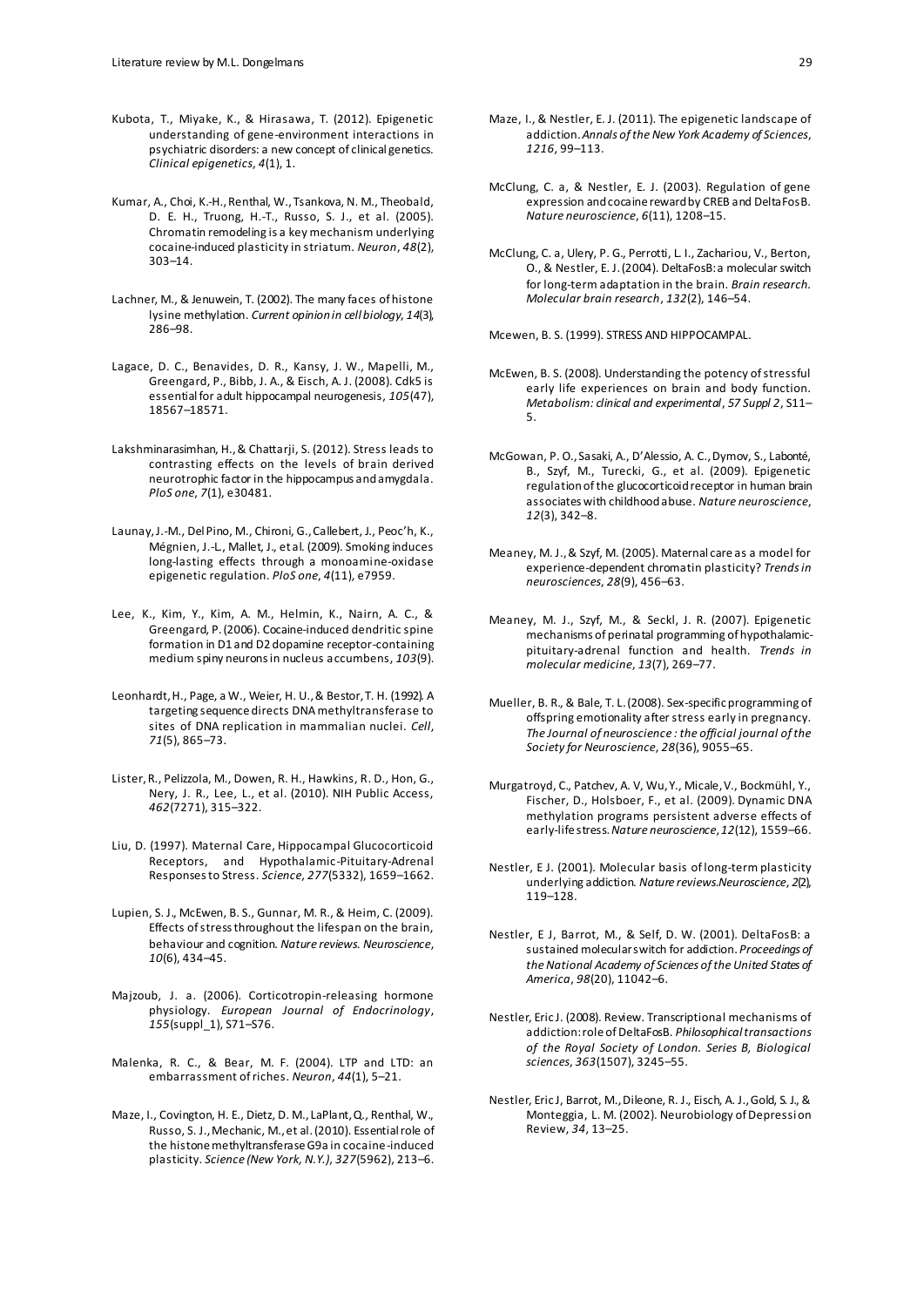Kubota, T., Miyake, K., & Hirasawa, T. (2012). Epigenetic understanding of gene-environment interactions in psychiatric disorders: a new concept of clinical genetics. *Clinical epigenetics*, *4*(1), 1.

Kumar, A., Choi, K.-H., Renthal, W., Tsankova, N. M., Theobald, D. E. H., Truong, H.-T., Russo, S. J., et al. (2005). Chromatin remodeling is a key mechanism underlying cocaine-induced plasticity in striatum. *Neuron*, *48*(2), 303–14.

Lachner, M., & Jenuwein, T. (2002). The many faces of histone lysine methylation. *Current opinion in cell biology*, *14*(3), 286–98.

Lagace, D. C., Benavides, D. R., Kansy, J. W., Mapelli, M., Greengard, P., Bibb, J. A., & Eisch, A. J. (2008). Cdk5 is essential for adult hippocampal neurogenesis, *105*(47), 18567–18571.

Lakshminarasimhan, H., & Chattarji, S. (2012). Stress leads to contrasting effects on the levels of brain derived neurotrophic factor in the hippocampus and amygdala. *PloS one*, *7*(1), e30481.

Launay, J.-M., Del Pino, M., Chironi, G., Callebert, J., Peoc'h, K., Mégnien, J.-L., Mallet, J., et al. (2009). Smoking induces long-lasting effects through a monoamine-oxidase epigenetic regulation. *PloS one*, *4*(11), e7959.

Lee, K., Kim, Y., Kim, A. M., Helmin, K., Nairn, A. C., & Greengard, P. (2006). Cocaine-induced dendritic spine formation in D1 and D2 dopamine receptor-containing medium spiny neurons in nucleus accumbens, *103*(9).

Leonhardt, H., Page, a W., Weier, H. U., & Bestor, T. H. (1992). A targeting sequence directs DNA methyltransferase to sites of DNA replication in mammalian nuclei. *Cell*, *71*(5), 865–73.

Lister, R., Pelizzola, M., Dowen, R. H., Hawkins, R. D., Hon, G., Nery, J. R., Lee, L., et al. (2010). NIH Public Access, *462*(7271), 315–322.

Liu, D. (1997). Maternal Care, Hippocampal Glucocorticoid Receptors, and Hypothalamic-Pituitary-Adrenal Responses to Stress. *Science*, *277*(5332), 1659–1662.

Lupien, S. J., McEwen, B. S., Gunnar, M. R., & Heim, C. (2009). Effects of stress throughout the lifespan on the brain, behaviour and cognition. *Nature reviews. Neuroscience*, *10*(6), 434–45.

Majzoub, J. a. (2006). Corticotropin-releasing hormone physiology. *European Journal of Endocrinology*, *155*(suppl_1), S71–S76.

Malenka, R. C., & Bear, M. F. (2004). LTP and LTD: an embarrassment of riches. *Neuron*, *44*(1), 5–21.

Maze, I., Covington, H. E., Dietz, D. M., LaPlant, Q., Renthal, W., Russo, S. J., Mechanic, M., et al. (2010). Essential role of the histone methyltransferase G9a in cocaine-induced plasticity. *Science (New York, N.Y.)*, *327*(5962), 213–6.

Maze, I., & Nestler, E. J. (2011). The epigenetic landscape of addiction. *Annals of the New York Academy of Sciences*, *1216*, 99–113.

McClung, C. a, & Nestler, E. J. (2003). Regulation of gene expression and cocaine reward by CREB and DeltaFosB. *Nature neuroscience*, *6*(11), 1208–15.

McClung, C. a, Ulery, P. G., Perrotti, L. I., Zachariou, V., Berton, O., & Nestler, E. J. (2004). DeltaFosB: a molecular switch for long-term adaptation in the brain. *Brain research. Molecular brain research*, *132*(2), 146–54.

Mcewen, B. S. (1999). STRESS AND HIPPOCAMPAL.

McEwen, B. S. (2008). Understanding the potency of stressful early life experiences on brain and body function. *Metabolism: clinical and experimental*, *57 Suppl 2*, S11–5.

McGowan, P. O., Sasaki, A., D'Alessio, A. C., Dymov, S., Labonté, B., Szyf, M., Turecki, G., et al. (2009). Epigenetic regulation of the glucocorticoid receptor in human brain associates with childhood abuse. *Nature neuroscience*, *12*(3), 342–8.

Meaney, M. J., & Szyf, M. (2005). Maternal care as a model for experience-dependent chromatin plasticity? *Trends in neurosciences*, *28*(9), 456–63.

Meaney, M. J., Szyf, M., & Seckl, J. R. (2007). Epigenetic mechanisms of perinatal programming of hypothalamic-pituitary-adrenal function and health. *Trends in molecular medicine*, *13*(7), 269–77.

Mueller, B. R., & Bale, T. L. (2008). Sex-specific programming of offspring emotionality after stress early in pregnancy. *The Journal of neuroscience : the official journal of the Society for Neuroscience*, *28*(36), 9055–65.

Murgatroyd, C., Patchev, A. V, Wu, Y., Micale, V., Bockmühl, Y., Fischer, D., Holsboer, F., et al. (2009). Dynamic DNA methylation programs persistent adverse effects of early-life stress. *Nature neuroscience*, *12*(12), 1559–66.

Nestler, E J. (2001). Molecular basis of long-term plasticity underlying addiction. *Nature reviews.Neuroscience*, *2*(2), 119–128.

Nestler, E J, Barrot, M., & Self, D. W. (2001). DeltaFosB: a sustained molecular switch for addiction. *Proceedings of the National Academy of Sciences of the United States of America*, *98*(20), 11042–6.

Nestler, Eric J. (2008). Review. Transcriptional mechanisms of addiction: role of DeltaFosB. *Philosophical transactions of the Royal Society of London. Series B, Biological sciences*, *363*(1507), 3245–55.

Nestler, Eric J, Barrot, M., Dileone, R. J., Eisch, A. J., Gold, S. J., & Monteggia, L. M. (2002). Neurobiology of Depression Review, *34*, 13–25.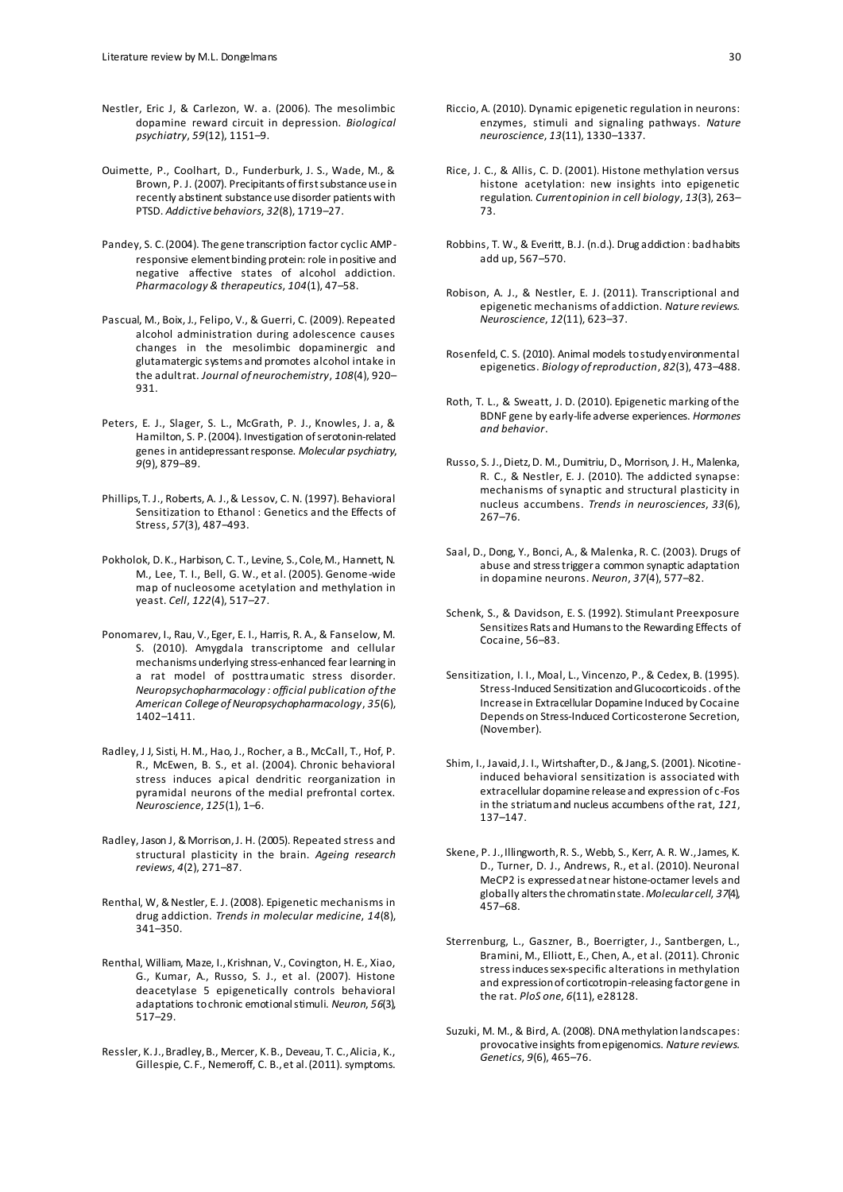Nestler, Eric J, & Carlezon, W. a. (2006). The mesolimbic dopamine reward circuit in depression. *Biological psychiatry*, *59*(12), 1151–9.

Ouimette, P., Coolhart, D., Funderburk, J. S., Wade, M., & Brown, P. J. (2007). Precipitants of first substance use in recently abstinent substance use disorder patients with PTSD. *Addictive behaviors*, *32*(8), 1719–27.

Pandey, S. C. (2004). The gene transcription factor cyclic AMP-responsive element binding protein: role in positive and negative affective states of alcohol addiction. *Pharmacology & therapeutics*, *104*(1), 47–58.

Pascual, M., Boix, J., Felipo, V., & Guerri, C. (2009). Repeated alcohol administration during adolescence causes changes in the mesolimbic dopaminergic and glutamatergic systems and promotes alcohol intake in the adult rat. *Journal of neurochemistry*, *108*(4), 920–931.

Peters, E. J., Slager, S. L., McGrath, P. J., Knowles, J. a, & Hamilton, S. P. (2004). Investigation of serotonin-related genes in antidepressant response. *Molecular psychiatry*, *9*(9), 879–89.

Phillips, T. J., Roberts, A. J., & Lessov, C. N. (1997). Behavioral Sensitization to Ethanol : Genetics and the Effects of Stress, *57*(3), 487–493.

Pokholok, D. K., Harbison, C. T., Levine, S., Cole, M., Hannett, N. M., Lee, T. I., Bell, G. W., et al. (2005). Genome-wide map of nucleosome acetylation and methylation in yeast. *Cell*, *122*(4), 517–27.

Ponomarev, I., Rau, V., Eger, E. I., Harris, R. A., & Fanselow, M. S. (2010). Amygdala transcriptome and cellular mechanisms underlying stress-enhanced fear learning in a rat model of posttraumatic stress disorder. *Neuropsychopharmacology : official publication of the American College of Neuropsychopharmacology*, *35*(6), 1402–1411.

Radley, J J, Sisti, H. M., Hao, J., Rocher, a B., McCall, T., Hof, P. R., McEwen, B. S., et al. (2004). Chronic behavioral stress induces apical dendritic reorganization in pyramidal neurons of the medial prefrontal cortex. *Neuroscience*, *125*(1), 1–6.

Radley, Jason J, & Morrison, J. H. (2005). Repeated stress and structural plasticity in the brain. *Ageing research reviews*, *4*(2), 271–87.

Renthal, W, & Nestler, E. J. (2008). Epigenetic mechanisms in drug addiction. *Trends in molecular medicine*, *14*(8), 341–350.

Renthal, William, Maze, I., Krishnan, V., Covington, H. E., Xiao, G., Kumar, A., Russo, S. J., et al. (2007). Histone deacetylase 5 epigenetically controls behavioral adaptations to chronic emotional stimuli. *Neuron*, *56*(3), 517–29.

Ressler, K. J., Bradley, B., Mercer, K. B., Deveau, T. C., Alicia, K., Gillespie, C. F., Nemeroff, C. B., et al. (2011). symptoms.

Riccio, A. (2010). Dynamic epigenetic regulation in neurons: enzymes, stimuli and signaling pathways. *Nature neuroscience*, *13*(11), 1330–1337.

Rice, J. C., & Allis, C. D. (2001). Histone methylation versus histone acetylation: new insights into epigenetic regulation. *Current opinion in cell biology*, *13*(3), 263–73.

Robbins, T. W., & Everitt, B. J. (n.d.). Drug addiction : bad habits add up, 567–570.

Robison, A. J., & Nestler, E. J. (2011). Transcriptional and epigenetic mechanisms of addiction. *Nature reviews. Neuroscience*, *12*(11), 623–37.

Rosenfeld, C. S. (2010). Animal models to study environmental epigenetics. *Biology of reproduction*, *82*(3), 473–488.

Roth, T. L., & Sweatt, J. D. (2010). Epigenetic marking of the BDNF gene by early-life adverse experiences. *Hormones and behavior*.

Russo, S. J., Dietz, D. M., Dumitriu, D., Morrison, J. H., Malenka, R. C., & Nestler, E. J. (2010). The addicted synapse: mechanisms of synaptic and structural plasticity in nucleus accumbens. *Trends in neurosciences*, *33*(6), 267–76.

Saal, D., Dong, Y., Bonci, A., & Malenka, R. C. (2003). Drugs of abuse and stress trigger a common synaptic adaptation in dopamine neurons. *Neuron*, *37*(4), 577–82.

Schenk, S., & Davidson, E. S. (1992). Stimulant Preexposure Sensitizes Rats and Humans to the Rewarding Effects of Cocaine, 56–83.

Sensitization, I. I., Moal, L., Vincenzo, P., & Cedex, B. (1995). Stress-Induced Sensitization and Glucocorticoids . of the Increase in Extracellular Dopamine Induced by Cocaine Depends on Stress-Induced Corticosterone Secretion, (November).

Shim, I., Javaid, J. I., Wirtshafter, D., & Jang, S. (2001). Nicotine-induced behavioral sensitization is associated with extracellular dopamine release and expression of c-Fos in the striatum and nucleus accumbens of the rat, *121*, 137–147.

Skene, P. J., Illingworth, R. S., Webb, S., Kerr, A. R. W., James, K. D., Turner, D. J., Andrews, R., et al. (2010). Neuronal MeCP2 is expressed at near histone-octamer levels and globally alters the chromatin state. *Molecular cell*, *37*(4), 457–68.

Sterrenburg, L., Gaszner, B., Boerrigter, J., Santbergen, L., Bramini, M., Elliott, E., Chen, A., et al. (2011). Chronic stress induces sex-specific alterations in methylation and expression of corticotropin-releasing factor gene in the rat. *PloS one*, *6*(11), e28128.

Suzuki, M. M., & Bird, A. (2008). DNA methylation landscapes: provocative insights from epigenomics. *Nature reviews. Genetics*, *9*(6), 465–76.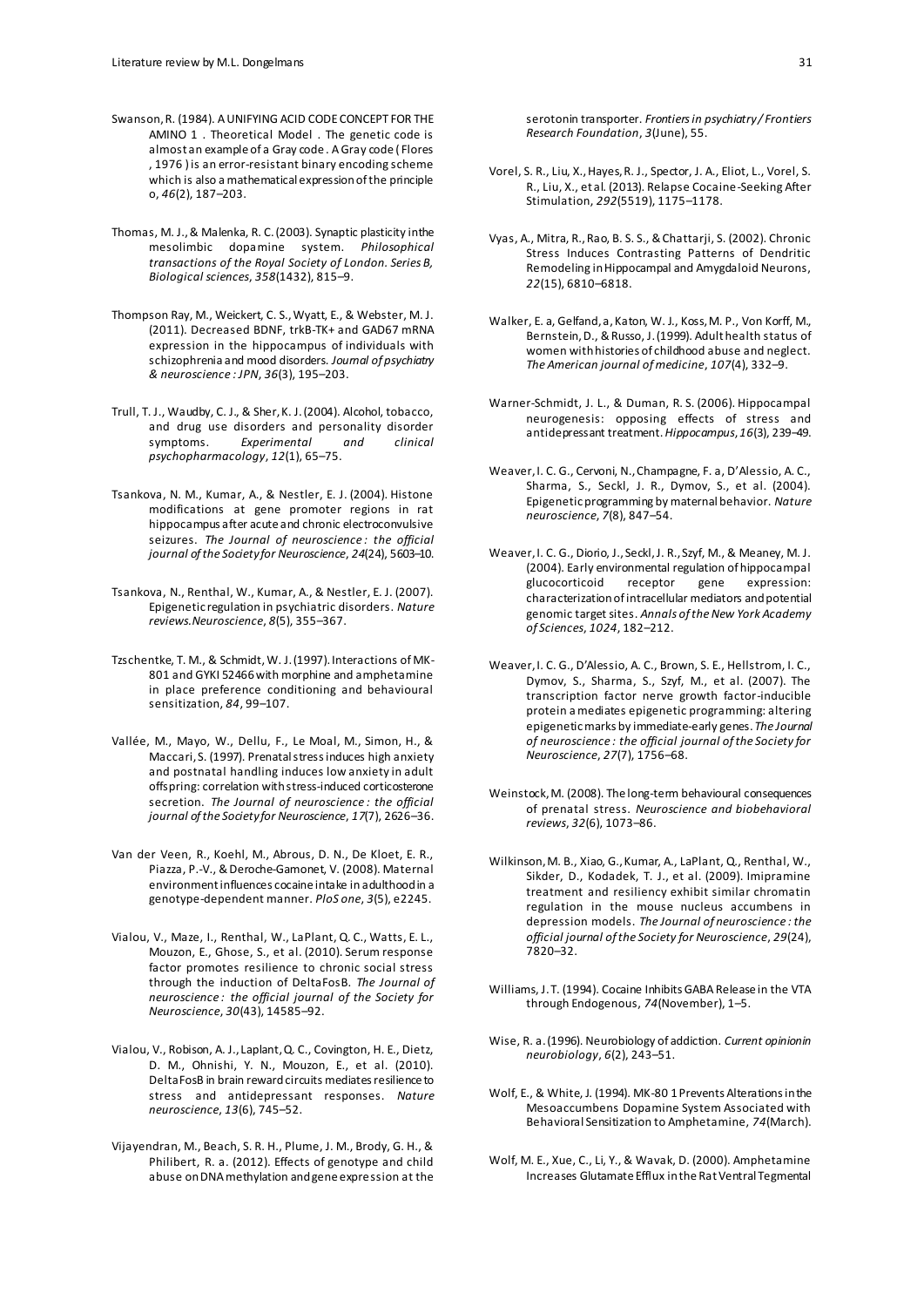Swanson, R. (1984). A UNIFYING ACID CODE CONCEPT FOR THE AMINO 1 . Theoretical Model . The genetic code is almost an example of a Gray code . A Gray code ( Flores , 1976 ) is an error-resistant binary encoding scheme which is also a mathematical expression of the principle o, *46*(2), 187–203.

Thomas, M. J., & Malenka, R. C. (2003). Synaptic plasticity in the mesolimbic dopamine system. *Philosophical transactions of the Royal Society of London. Series B, Biological sciences*, *358*(1432), 815–9.

Thompson Ray, M., Weickert, C. S., Wyatt, E., & Webster, M. J. (2011). Decreased BDNF, trkB-TK+ and GAD67 mRNA expression in the hippocampus of individuals with schizophrenia and mood disorders. *Journal of psychiatry & neuroscience : JPN*, *36*(3), 195–203.

Trull, T. J., Waudby, C. J., & Sher, K. J. (2004). Alcohol, tobacco, and drug use disorders and personality disorder symptoms. *Experimental and clinical psychopharmacology*, *12*(1), 65–75.

Tsankova, N. M., Kumar, A., & Nestler, E. J. (2004). Histone modifications at gene promoter regions in rat hippocampus after acute and chronic electroconvulsive seizures. *The Journal of neuroscience : the official journal of the Society for Neuroscience*, *24*(24), 5603–10.

Tsankova, N., Renthal, W., Kumar, A., & Nestler, E. J. (2007). Epigenetic regulation in psychiatric disorders. *Nature reviews.Neuroscience*, *8*(5), 355–367.

Tzschentke, T. M., & Schmidt, W. J. (1997). Interactions of MK-801 and GYKI 52466 with morphine and amphetamine in place preference conditioning and behavioural sensitization, *84*, 99–107.

Vallée, M., Mayo, W., Dellu, F., Le Moal, M., Simon, H., & Maccari, S. (1997). Prenatal stress induces high anxiety and postnatal handling induces low anxiety in adult offspring: correlation with stress-induced corticosterone secretion. *The Journal of neuroscience : the official journal of the Society for Neuroscience*, *17*(7), 2626–36.

Van der Veen, R., Koehl, M., Abrous, D. N., De Kloet, E. R., Piazza, P.-V., & Deroche-Gamonet, V. (2008). Maternal environment influences cocaine intake in adulthood in a genotype-dependent manner. *PloS one*, *3*(5), e2245.

Vialou, V., Maze, I., Renthal, W., LaPlant, Q. C., Watts, E. L., Mouzon, E., Ghose, S., et al. (2010). Serum response factor promotes resilience to chronic social stress through the induction of DeltaFosB. *The Journal of neuroscience : the official journal of the Society for Neuroscience*, *30*(43), 14585–92.

Vialou, V., Robison, A. J., Laplant, Q. C., Covington, H. E., Dietz, D. M., Ohnishi, Y. N., Mouzon, E., et al. (2010). DeltaFosB in brain reward circuits mediates resilience to stress and antidepressant responses. *Nature neuroscience*, *13*(6), 745–52.

Vijayendran, M., Beach, S. R. H., Plume, J. M., Brody, G. H., & Philibert, R. a. (2012). Effects of genotype and child abuse on DNA methylation and gene expression at the serotonin transporter. *Frontiers in psychiatry / Frontiers Research Foundation*, *3*(June), 55.

Vorel, S. R., Liu, X., Hayes, R. J., Spector, J. A., Eliot, L., Vorel, S. R., Liu, X., et al. (2013). Relapse Cocaine-Seeking After Stimulation, *292*(5519), 1175–1178.

Vyas, A., Mitra, R., Rao, B. S. S., & Chattarji, S. (2002). Chronic Stress Induces Contrasting Patterns of Dendritic Remodeling in Hippocampal and Amygdaloid Neurons, *22*(15), 6810–6818.

Walker, E. a, Gelfand, a, Katon, W. J., Koss, M. P., Von Korff, M., Bernstein, D., & Russo, J. (1999). Adult health status of women with histories of childhood abuse and neglect. *The American journal of medicine*, *107*(4), 332–9.

Warner-Schmidt, J. L., & Duman, R. S. (2006). Hippocampal neurogenesis: opposing effects of stress and antidepressant treatment. *Hippocampus*, *16*(3), 239–49.

Weaver, I. C. G., Cervoni, N., Champagne, F. a, D'Alessio, A. C., Sharma, S., Seckl, J. R., Dymov, S., et al. (2004). Epigenetic programming by maternal behavior. *Nature neuroscience*, *7*(8), 847–54.

Weaver, I. C. G., Diorio, J., Seckl, J. R., Szyf, M., & Meaney, M. J. (2004). Early environmental regulation of hippocampal glucocorticoid receptor gene expression: characterization of intracellular mediators and potential genomic target sites. *Annals of the New York Academy of Sciences*, *1024*, 182–212.

Weaver, I. C. G., D'Alessio, A. C., Brown, S. E., Hellstrom, I. C., Dymov, S., Sharma, S., Szyf, M., et al. (2007). The transcription factor nerve growth factor-inducible protein a mediates epigenetic programming: altering epigenetic marks by immediate-early genes. *The Journal of neuroscience : the official journal of the Society for Neuroscience*, *27*(7), 1756–68.

Weinstock, M. (2008). The long-term behavioural consequences of prenatal stress. *Neuroscience and biobehavioral reviews*, *32*(6), 1073–86.

Wilkinson, M. B., Xiao, G., Kumar, A., LaPlant, Q., Renthal, W., Sikder, D., Kodadek, T. J., et al. (2009). Imipramine treatment and resiliency exhibit similar chromatin regulation in the mouse nucleus accumbens in depression models. *The Journal of neuroscience : the official journal of the Society for Neuroscience*, *29*(24), 7820–32.

Williams, J. T. (1994). Cocaine Inhibits GABA Release in the VTA through Endogenous, *74*(November), 1–5.

Wise, R. a. (1996). Neurobiology of addiction. *Current opinion in neurobiology*, *6*(2), 243–51.

Wolf, E., & White, J. (1994). MK-80 1 Prevents Alterations in the Mesoaccumbens Dopamine System Associated with Behavioral Sensitization to Amphetamine, *74*(March).

Wolf, M. E., Xue, C., Li, Y., & Wavak, D. (2000). Amphetamine Increases Glutamate Efflux in the Rat Ventral Tegmental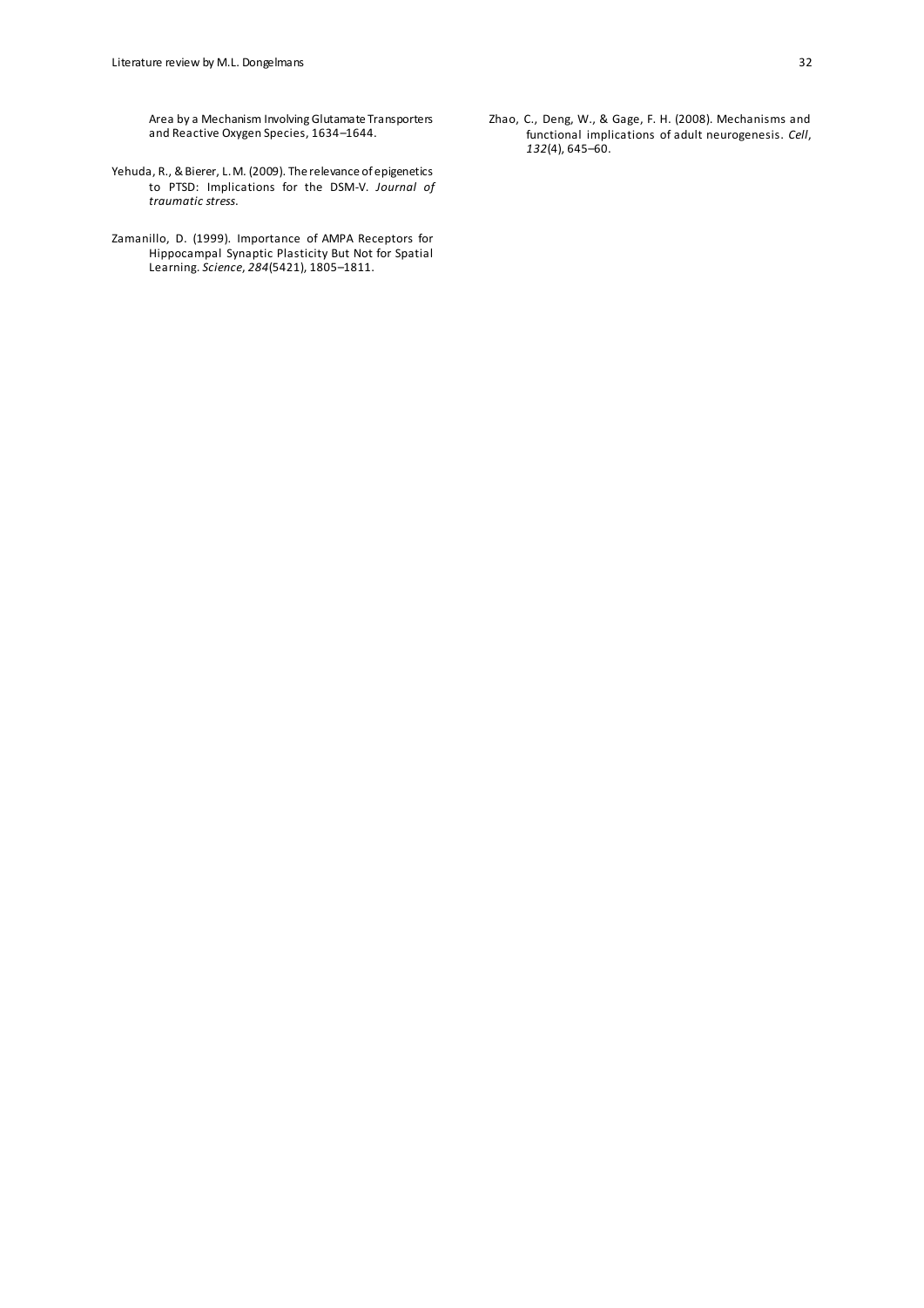Area by a Mechanism Involving Glutamate Transporters and Reactive Oxygen Species, 1634–1644.

Yehuda, R., & Bierer, L. M. (2009). The relevance of epigenetics to PTSD: Implications for the DSM-V. *Journal of traumatic stress*.

Zamanillo, D. (1999). Importance of AMPA Receptors for Hippocampal Synaptic Plasticity But Not for Spatial Learning. *Science*, *284*(5421), 1805–1811.

Zhao, C., Deng, W., & Gage, F. H. (2008). Mechanisms and functional implications of adult neurogenesis. *Cell*, *132*(4), 645–60.